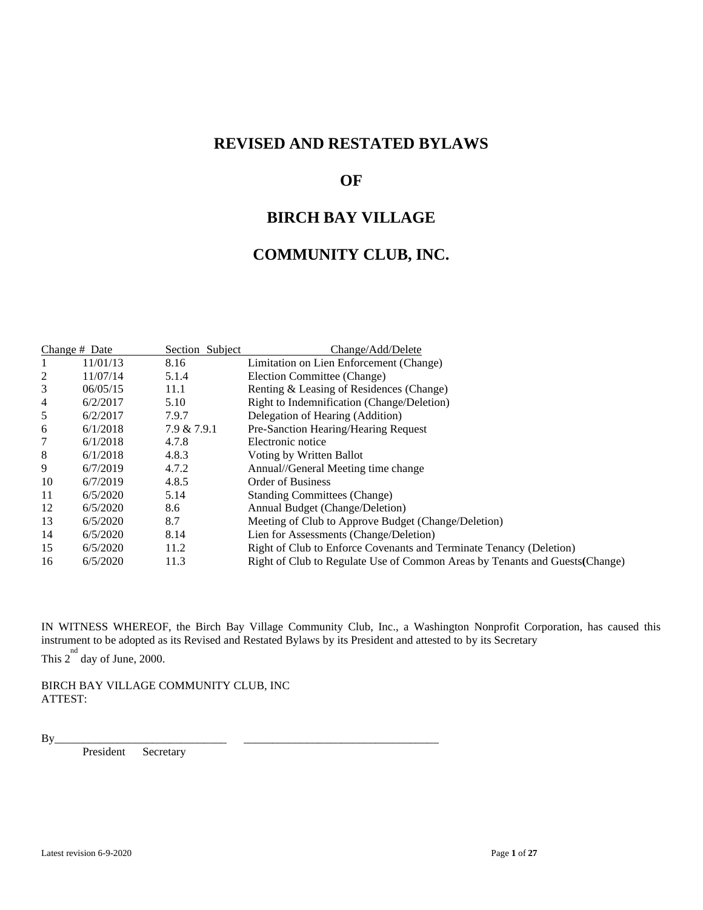# REVISED AND RESTATED BYLAWS

# OF

# BIRCH BAY VILLAGE

# COMMUNITY CLUB, INC.

| Change # | Date | Section | Subject Change/Add/Delete |
|---|---|---|---|
| 1 | 11/01/13 | 8.16 | Limitation on Lien Enforcement (Change) |
| 2 | 11/07/14 | 5.1.4 | Election Committee (Change) |
| 3 | 06/05/15 | 11.1 | Renting & Leasing of Residences (Change) |
| 4 | 6/2/2017 | 5.10 | Right to Indemnification (Change/Deletion) |
| 5 | 6/2/2017 | 7.9.7 | Delegation of Hearing (Addition) |
| 6 | 6/1/2018 | 7.9 & 7.9.1 | Pre-Sanction Hearing/Hearing Request |
| 7 | 6/1/2018 | 4.7.8 | Electronic notice |
| 8 | 6/1/2018 | 4.8.3 | Voting by Written Ballot |
| 9 | 6/7/2019 | 4.7.2 | Annual//General Meeting time change |
| 10 | 6/7/2019 | 4.8.5 | Order of Business |
| 11 | 6/5/2020 | 5.14 | Standing Committees (Change) |
| 12 | 6/5/2020 | 8.6 | Annual Budget (Change/Deletion) |
| 13 | 6/5/2020 | 8.7 | Meeting of Club to Approve Budget (Change/Deletion) |
| 14 | 6/5/2020 | 8.14 | Lien for Assessments (Change/Deletion) |
| 15 | 6/5/2020 | 11.2 | Right of Club to Enforce Covenants and Terminate Tenancy (Deletion) |
| 16 | 6/5/2020 | 11.3 | Right of Club to Regulate Use of Common Areas by Tenants and Guests**(**Change) |

IN WITNESS WHEREOF, the Birch Bay Village Community Club, Inc., a Washington Nonprofit Corporation, has caused this instrument to be adopted as its Revised and Restated Bylaws by its President and attested to by its Secretary This 2nd day of June, 2000.

BIRCH BAY VILLAGE COMMUNITY CLUB, INC
ATTEST:

By______________________________ __________________________________

President Secretary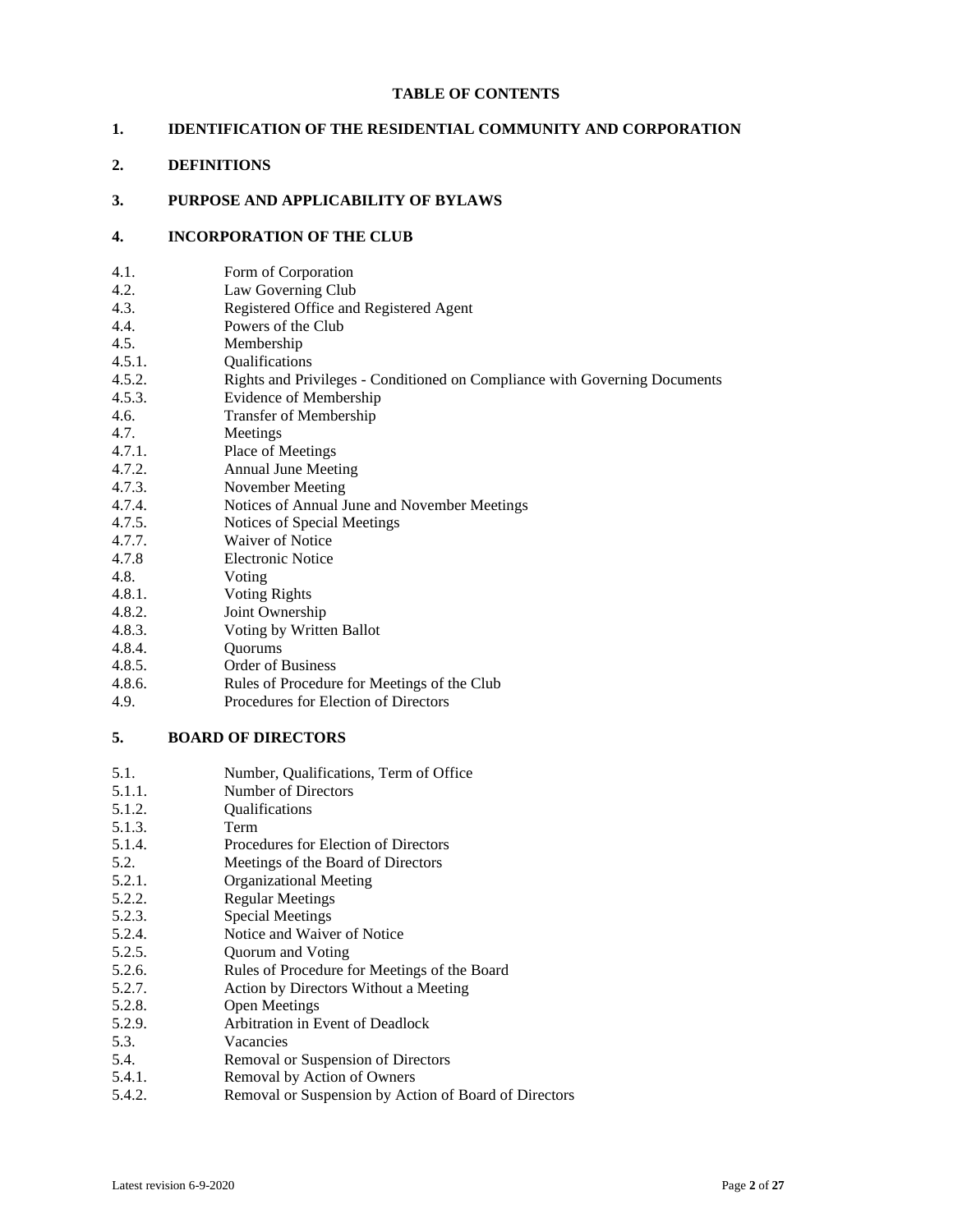**TABLE OF CONTENTS**

**1. IDENTIFICATION OF THE RESIDENTIAL COMMUNITY AND CORPORATION**

**2. DEFINITIONS**

**3. PURPOSE AND APPLICABILITY OF BYLAWS**

**4. INCORPORATION OF THE CLUB**

4.1. Form of Corporation
4.2. Law Governing Club
4.3. Registered Office and Registered Agent
4.4. Powers of the Club
4.5. Membership
4.5.1. Qualifications
4.5.2. Rights and Privileges - Conditioned on Compliance with Governing Documents
4.5.3. Evidence of Membership
4.6. Transfer of Membership
4.7. Meetings
4.7.1. Place of Meetings
4.7.2. Annual June Meeting
4.7.3. November Meeting
4.7.4. Notices of Annual June and November Meetings
4.7.5. Notices of Special Meetings
4.7.7. Waiver of Notice
4.7.8 Electronic Notice
4.8. Voting
4.8.1. Voting Rights
4.8.2. Joint Ownership
4.8.3. Voting by Written Ballot
4.8.4. Quorums
4.8.5. Order of Business
4.8.6. Rules of Procedure for Meetings of the Club
4.9. Procedures for Election of Directors

**5. BOARD OF DIRECTORS**

5.1. Number, Qualifications, Term of Office
5.1.1. Number of Directors
5.1.2. Qualifications
5.1.3. Term
5.1.4. Procedures for Election of Directors
5.2. Meetings of the Board of Directors
5.2.1. Organizational Meeting
5.2.2. Regular Meetings
5.2.3. Special Meetings
5.2.4. Notice and Waiver of Notice
5.2.5. Quorum and Voting
5.2.6. Rules of Procedure for Meetings of the Board
5.2.7. Action by Directors Without a Meeting
5.2.8. Open Meetings
5.2.9. Arbitration in Event of Deadlock
5.3. Vacancies
5.4. Removal or Suspension of Directors
5.4.1. Removal by Action of Owners
5.4.2. Removal or Suspension by Action of Board of Directors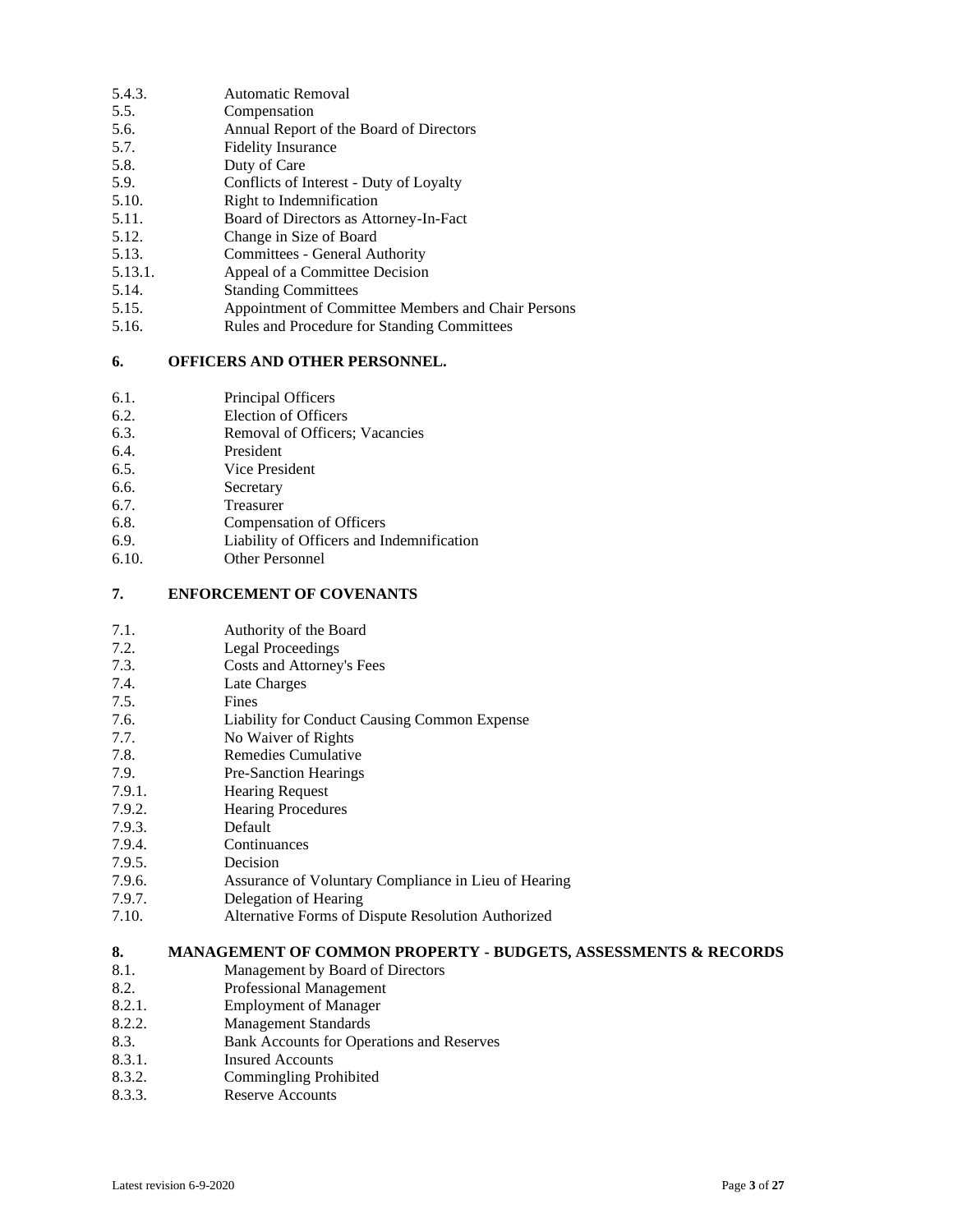5.4.3. Automatic Removal
5.5. Compensation
5.6. Annual Report of the Board of Directors
5.7. Fidelity Insurance
5.8. Duty of Care
5.9. Conflicts of Interest - Duty of Loyalty
5.10. Right to Indemnification
5.11. Board of Directors as Attorney-In-Fact
5.12. Change in Size of Board
5.13. Committees - General Authority
5.13.1. Appeal of a Committee Decision
5.14. Standing Committees
5.15. Appointment of Committee Members and Chair Persons
5.16. Rules and Procedure for Standing Committees

**6. OFFICERS AND OTHER PERSONNEL.**

6.1. Principal Officers
6.2. Election of Officers
6.3. Removal of Officers; Vacancies
6.4. President
6.5. Vice President
6.6. Secretary
6.7. Treasurer
6.8. Compensation of Officers
6.9. Liability of Officers and Indemnification
6.10. Other Personnel

**7. ENFORCEMENT OF COVENANTS**

7.1. Authority of the Board
7.2. Legal Proceedings
7.3. Costs and Attorney's Fees
7.4. Late Charges
7.5. Fines
7.6. Liability for Conduct Causing Common Expense
7.7. No Waiver of Rights
7.8. Remedies Cumulative
7.9. Pre-Sanction Hearings
7.9.1. Hearing Request
7.9.2. Hearing Procedures
7.9.3. Default
7.9.4. Continuances
7.9.5. Decision
7.9.6. Assurance of Voluntary Compliance in Lieu of Hearing
7.9.7. Delegation of Hearing
7.10. Alternative Forms of Dispute Resolution Authorized

**8. MANAGEMENT OF COMMON PROPERTY - BUDGETS, ASSESSMENTS & RECORDS**

8.1. Management by Board of Directors
8.2. Professional Management
8.2.1. Employment of Manager
8.2.2. Management Standards
8.3. Bank Accounts for Operations and Reserves
8.3.1. Insured Accounts
8.3.2. Commingling Prohibited
8.3.3. Reserve Accounts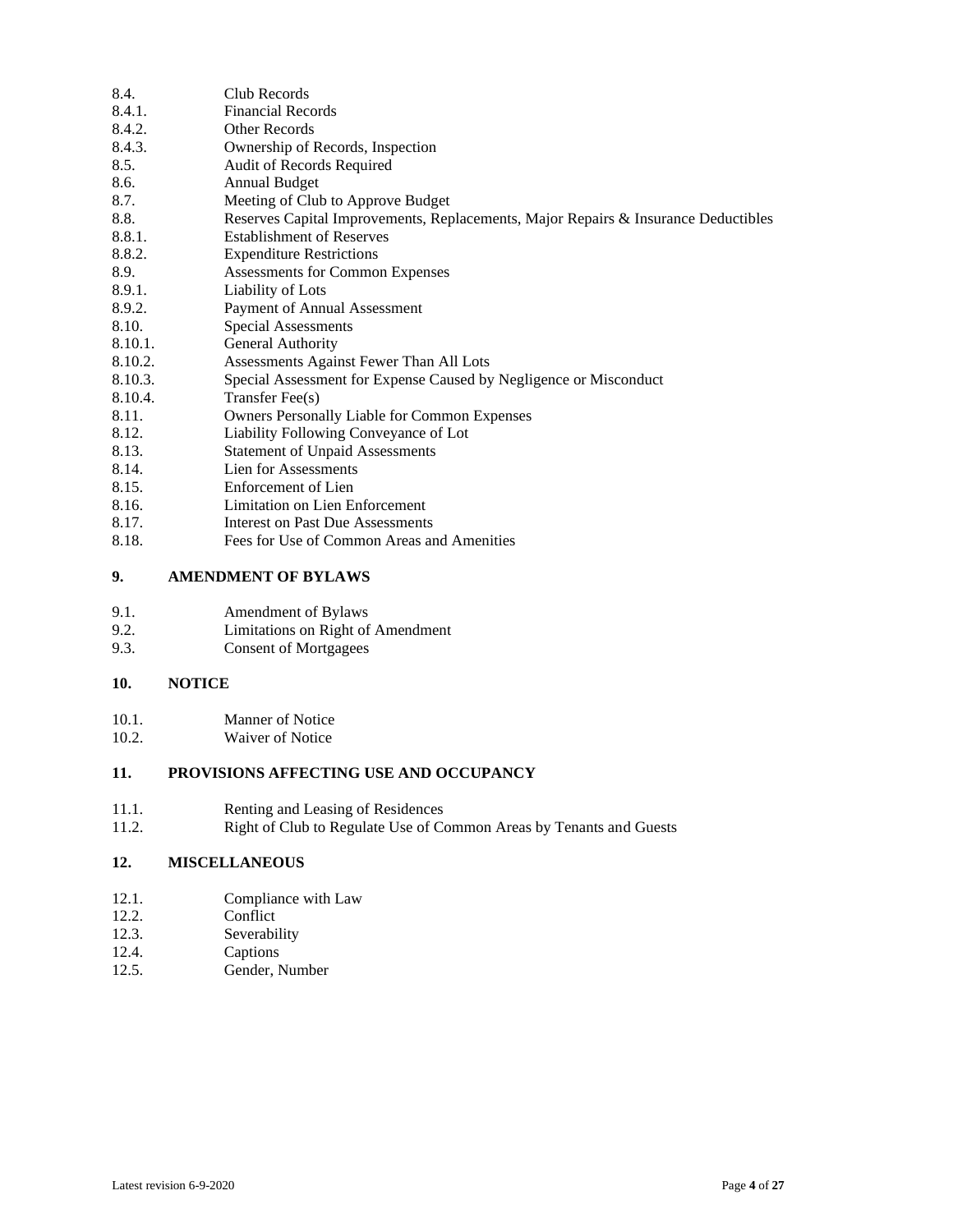8.4. Club Records
8.4.1. Financial Records
8.4.2. Other Records
8.4.3. Ownership of Records, Inspection
8.5. Audit of Records Required
8.6. Annual Budget
8.7. Meeting of Club to Approve Budget
8.8. Reserves Capital Improvements, Replacements, Major Repairs & Insurance Deductibles
8.8.1. Establishment of Reserves
8.8.2. Expenditure Restrictions
8.9. Assessments for Common Expenses
8.9.1. Liability of Lots
8.9.2. Payment of Annual Assessment
8.10. Special Assessments
8.10.1. General Authority
8.10.2. Assessments Against Fewer Than All Lots
8.10.3. Special Assessment for Expense Caused by Negligence or Misconduct
8.10.4. Transfer Fee(s)
8.11. Owners Personally Liable for Common Expenses
8.12. Liability Following Conveyance of Lot
8.13. Statement of Unpaid Assessments
8.14. Lien for Assessments
8.15. Enforcement of Lien
8.16. Limitation on Lien Enforcement
8.17. Interest on Past Due Assessments
8.18. Fees for Use of Common Areas and Amenities

**9. AMENDMENT OF BYLAWS**

9.1. Amendment of Bylaws
9.2. Limitations on Right of Amendment
9.3. Consent of Mortgagees

**10. NOTICE**

10.1. Manner of Notice
10.2. Waiver of Notice

**11. PROVISIONS AFFECTING USE AND OCCUPANCY**

11.1. Renting and Leasing of Residences
11.2. Right of Club to Regulate Use of Common Areas by Tenants and Guests

**12. MISCELLANEOUS**

12.1. Compliance with Law
12.2. Conflict
12.3. Severability
12.4. Captions
12.5. Gender, Number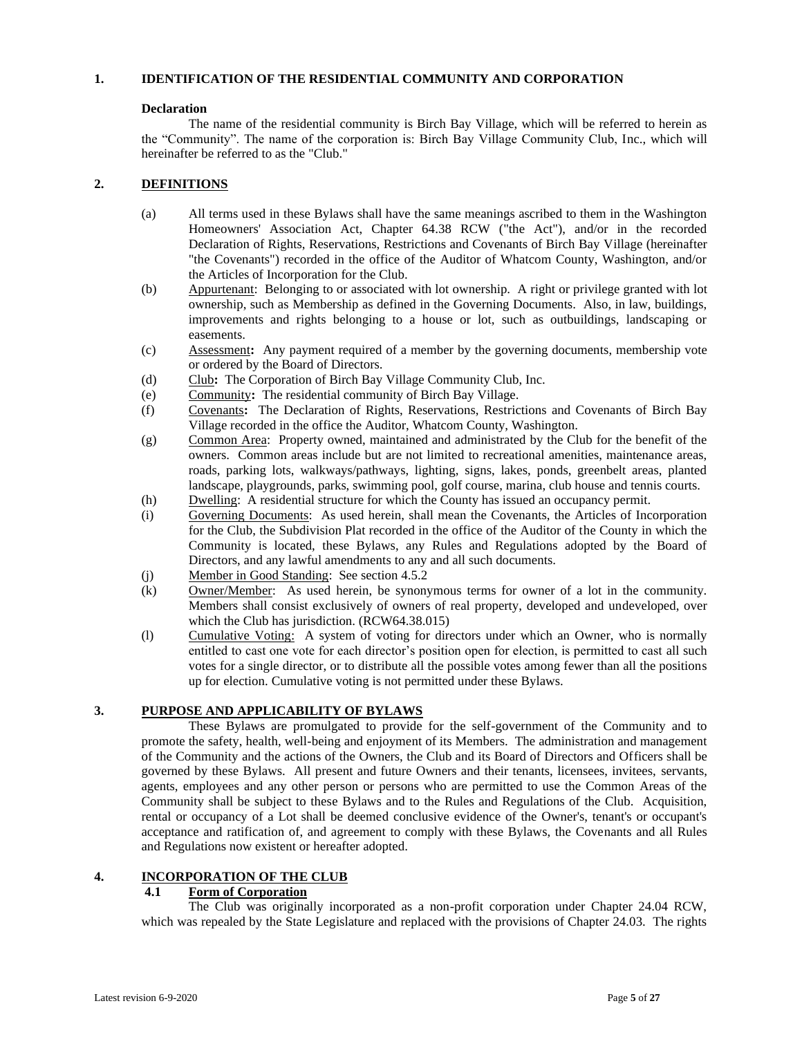## 1. IDENTIFICATION OF THE RESIDENTIAL COMMUNITY AND CORPORATION

**Declaration**

The name of the residential community is Birch Bay Village, which will be referred to herein as the "Community". The name of the corporation is: Birch Bay Village Community Club, Inc., which will hereinafter be referred to as the "Club."

## 2. DEFINITIONS

(a) All terms used in these Bylaws shall have the same meanings ascribed to them in the Washington Homeowners' Association Act, Chapter 64.38 RCW ("the Act"), and/or in the recorded Declaration of Rights, Reservations, Restrictions and Covenants of Birch Bay Village (hereinafter "the Covenants") recorded in the office of the Auditor of Whatcom County, Washington, and/or the Articles of Incorporation for the Club.

(b) Appurtenant: Belonging to or associated with lot ownership. A right or privilege granted with lot ownership, such as Membership as defined in the Governing Documents. Also, in law, buildings, improvements and rights belonging to a house or lot, such as outbuildings, landscaping or easements.

(c) Assessment**:** Any payment required of a member by the governing documents, membership vote or ordered by the Board of Directors.

(d) Club**:** The Corporation of Birch Bay Village Community Club, Inc.

(e) Community**:** The residential community of Birch Bay Village.

(f) Covenants**:** The Declaration of Rights, Reservations, Restrictions and Covenants of Birch Bay Village recorded in the office the Auditor, Whatcom County, Washington.

(g) Common Area: Property owned, maintained and administrated by the Club for the benefit of the owners. Common areas include but are not limited to recreational amenities, maintenance areas, roads, parking lots, walkways/pathways, lighting, signs, lakes, ponds, greenbelt areas, planted landscape, playgrounds, parks, swimming pool, golf course, marina, club house and tennis courts.

(h) Dwelling: A residential structure for which the County has issued an occupancy permit.

(i) Governing Documents: As used herein, shall mean the Covenants, the Articles of Incorporation for the Club, the Subdivision Plat recorded in the office of the Auditor of the County in which the Community is located, these Bylaws, any Rules and Regulations adopted by the Board of Directors, and any lawful amendments to any and all such documents.

(j) Member in Good Standing: See section 4.5.2

(k) Owner/Member: As used herein, be synonymous terms for owner of a lot in the community. Members shall consist exclusively of owners of real property, developed and undeveloped, over which the Club has jurisdiction. (RCW64.38.015)

(l) Cumulative Voting: A system of voting for directors under which an Owner, who is normally entitled to cast one vote for each director's position open for election, is permitted to cast all such votes for a single director, or to distribute all the possible votes among fewer than all the positions up for election. Cumulative voting is not permitted under these Bylaws.

## 3. PURPOSE AND APPLICABILITY OF BYLAWS

These Bylaws are promulgated to provide for the self-government of the Community and to promote the safety, health, well-being and enjoyment of its Members. The administration and management of the Community and the actions of the Owners, the Club and its Board of Directors and Officers shall be governed by these Bylaws. All present and future Owners and their tenants, licensees, invitees, servants, agents, employees and any other person or persons who are permitted to use the Common Areas of the Community shall be subject to these Bylaws and to the Rules and Regulations of the Club. Acquisition, rental or occupancy of a Lot shall be deemed conclusive evidence of the Owner's, tenant's or occupant's acceptance and ratification of, and agreement to comply with these Bylaws, the Covenants and all Rules and Regulations now existent or hereafter adopted.

## 4. INCORPORATION OF THE CLUB

### 4.1 Form of Corporation

The Club was originally incorporated as a non-profit corporation under Chapter 24.04 RCW, which was repealed by the State Legislature and replaced with the provisions of Chapter 24.03. The rights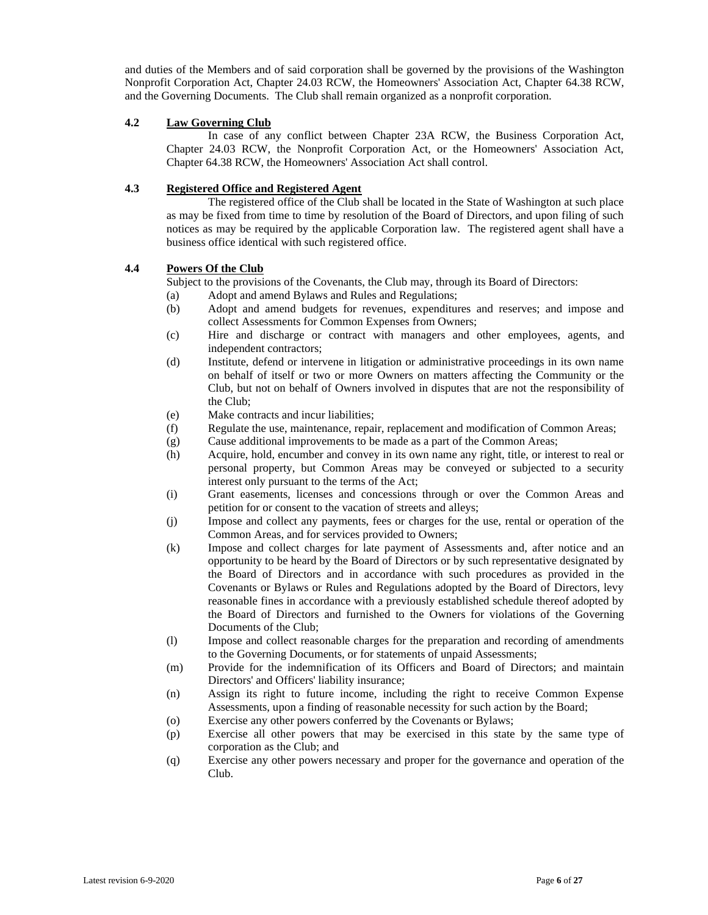and duties of the Members and of said corporation shall be governed by the provisions of the Washington Nonprofit Corporation Act, Chapter 24.03 RCW, the Homeowners' Association Act, Chapter 64.38 RCW, and the Governing Documents. The Club shall remain organized as a nonprofit corporation.

### 4.2 Law Governing Club

In case of any conflict between Chapter 23A RCW, the Business Corporation Act, Chapter 24.03 RCW, the Nonprofit Corporation Act, or the Homeowners' Association Act, Chapter 64.38 RCW, the Homeowners' Association Act shall control.

### 4.3 Registered Office and Registered Agent

The registered office of the Club shall be located in the State of Washington at such place as may be fixed from time to time by resolution of the Board of Directors, and upon filing of such notices as may be required by the applicable Corporation law. The registered agent shall have a business office identical with such registered office.

### 4.4 Powers Of the Club

Subject to the provisions of the Covenants, the Club may, through its Board of Directors:

(a) Adopt and amend Bylaws and Rules and Regulations;

(b) Adopt and amend budgets for revenues, expenditures and reserves; and impose and collect Assessments for Common Expenses from Owners;

(c) Hire and discharge or contract with managers and other employees, agents, and independent contractors;

(d) Institute, defend or intervene in litigation or administrative proceedings in its own name on behalf of itself or two or more Owners on matters affecting the Community or the Club, but not on behalf of Owners involved in disputes that are not the responsibility of the Club;

(e) Make contracts and incur liabilities;

(f) Regulate the use, maintenance, repair, replacement and modification of Common Areas;

(g) Cause additional improvements to be made as a part of the Common Areas;

(h) Acquire, hold, encumber and convey in its own name any right, title, or interest to real or personal property, but Common Areas may be conveyed or subjected to a security interest only pursuant to the terms of the Act;

(i) Grant easements, licenses and concessions through or over the Common Areas and petition for or consent to the vacation of streets and alleys;

(j) Impose and collect any payments, fees or charges for the use, rental or operation of the Common Areas, and for services provided to Owners;

(k) Impose and collect charges for late payment of Assessments and, after notice and an opportunity to be heard by the Board of Directors or by such representative designated by the Board of Directors and in accordance with such procedures as provided in the Covenants or Bylaws or Rules and Regulations adopted by the Board of Directors, levy reasonable fines in accordance with a previously established schedule thereof adopted by the Board of Directors and furnished to the Owners for violations of the Governing Documents of the Club;

(l) Impose and collect reasonable charges for the preparation and recording of amendments to the Governing Documents, or for statements of unpaid Assessments;

(m) Provide for the indemnification of its Officers and Board of Directors; and maintain Directors' and Officers' liability insurance;

(n) Assign its right to future income, including the right to receive Common Expense Assessments, upon a finding of reasonable necessity for such action by the Board;

(o) Exercise any other powers conferred by the Covenants or Bylaws;

(p) Exercise all other powers that may be exercised in this state by the same type of corporation as the Club; and

(q) Exercise any other powers necessary and proper for the governance and operation of the Club.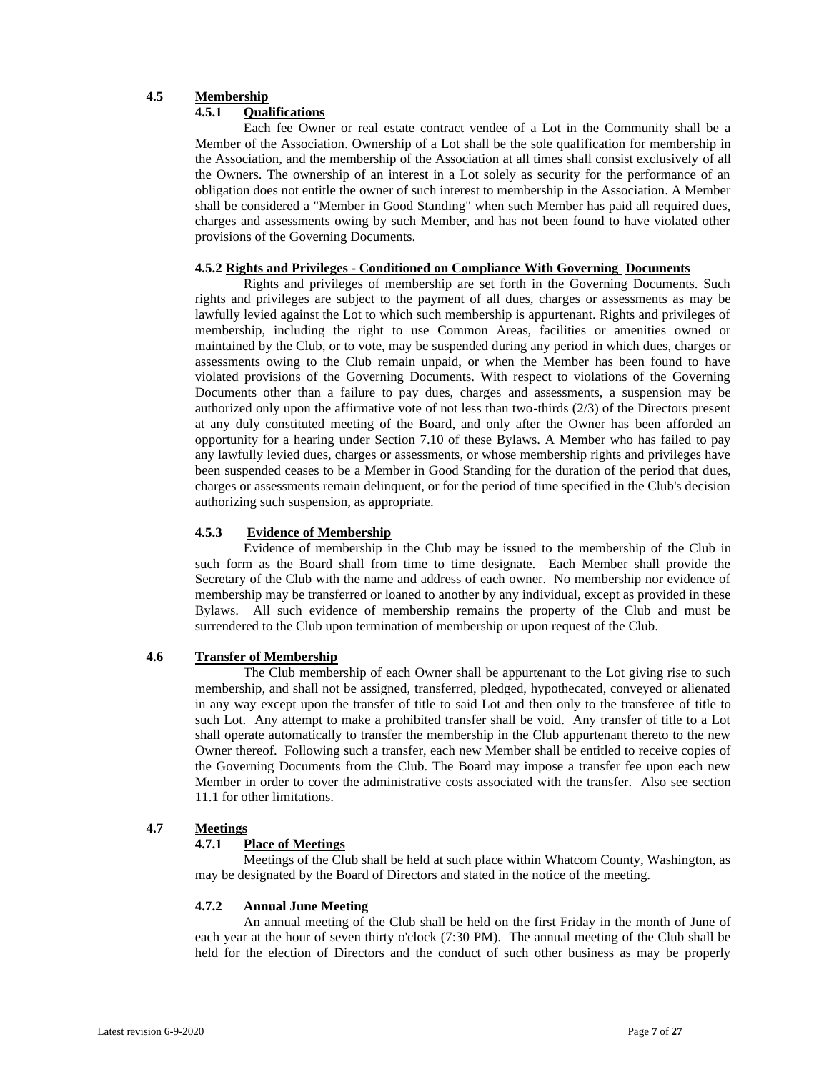### 4.5 Membership

#### 4.5.1 Qualifications

Each fee Owner or real estate contract vendee of a Lot in the Community shall be a Member of the Association. Ownership of a Lot shall be the sole qualification for membership in the Association, and the membership of the Association at all times shall consist exclusively of all the Owners. The ownership of an interest in a Lot solely as security for the performance of an obligation does not entitle the owner of such interest to membership in the Association. A Member shall be considered a "Member in Good Standing" when such Member has paid all required dues, charges and assessments owing by such Member, and has not been found to have violated other provisions of the Governing Documents.

#### 4.5.2 Rights and Privileges - Conditioned on Compliance With Governing Documents

Rights and privileges of membership are set forth in the Governing Documents. Such rights and privileges are subject to the payment of all dues, charges or assessments as may be lawfully levied against the Lot to which such membership is appurtenant. Rights and privileges of membership, including the right to use Common Areas, facilities or amenities owned or maintained by the Club, or to vote, may be suspended during any period in which dues, charges or assessments owing to the Club remain unpaid, or when the Member has been found to have violated provisions of the Governing Documents. With respect to violations of the Governing Documents other than a failure to pay dues, charges and assessments, a suspension may be authorized only upon the affirmative vote of not less than two-thirds (2/3) of the Directors present at any duly constituted meeting of the Board, and only after the Owner has been afforded an opportunity for a hearing under Section 7.10 of these Bylaws. A Member who has failed to pay any lawfully levied dues, charges or assessments, or whose membership rights and privileges have been suspended ceases to be a Member in Good Standing for the duration of the period that dues, charges or assessments remain delinquent, or for the period of time specified in the Club's decision authorizing such suspension, as appropriate.

#### 4.5.3 Evidence of Membership

Evidence of membership in the Club may be issued to the membership of the Club in such form as the Board shall from time to time designate. Each Member shall provide the Secretary of the Club with the name and address of each owner. No membership nor evidence of membership may be transferred or loaned to another by any individual, except as provided in these Bylaws. All such evidence of membership remains the property of the Club and must be surrendered to the Club upon termination of membership or upon request of the Club.

### 4.6 Transfer of Membership

The Club membership of each Owner shall be appurtenant to the Lot giving rise to such membership, and shall not be assigned, transferred, pledged, hypothecated, conveyed or alienated in any way except upon the transfer of title to said Lot and then only to the transferee of title to such Lot. Any attempt to make a prohibited transfer shall be void. Any transfer of title to a Lot shall operate automatically to transfer the membership in the Club appurtenant thereto to the new Owner thereof. Following such a transfer, each new Member shall be entitled to receive copies of the Governing Documents from the Club. The Board may impose a transfer fee upon each new Member in order to cover the administrative costs associated with the transfer. Also see section 11.1 for other limitations.

### 4.7 Meetings

#### 4.7.1 Place of Meetings

Meetings of the Club shall be held at such place within Whatcom County, Washington, as may be designated by the Board of Directors and stated in the notice of the meeting.

#### 4.7.2 Annual June Meeting

An annual meeting of the Club shall be held on the first Friday in the month of June of each year at the hour of seven thirty o'clock (7:30 PM). The annual meeting of the Club shall be held for the election of Directors and the conduct of such other business as may be properly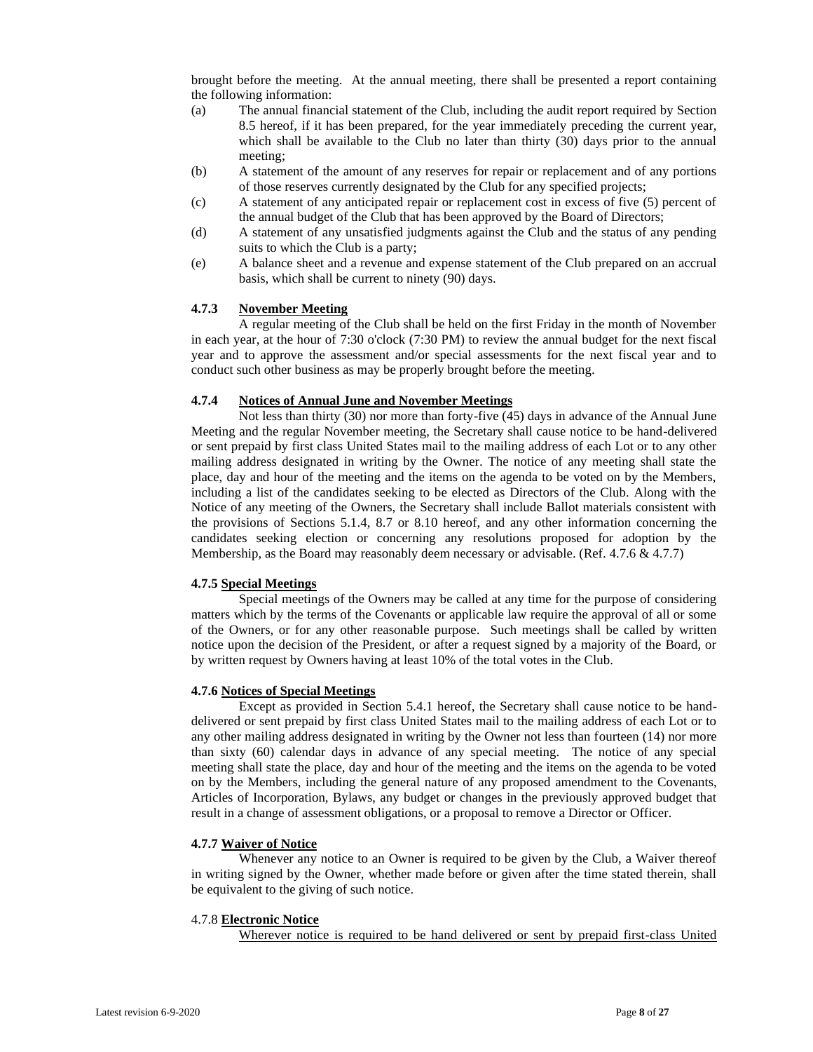brought before the meeting. At the annual meeting, there shall be presented a report containing the following information:

(a) The annual financial statement of the Club, including the audit report required by Section 8.5 hereof, if it has been prepared, for the year immediately preceding the current year, which shall be available to the Club no later than thirty (30) days prior to the annual meeting;

(b) A statement of the amount of any reserves for repair or replacement and of any portions of those reserves currently designated by the Club for any specified projects;

(c) A statement of any anticipated repair or replacement cost in excess of five (5) percent of the annual budget of the Club that has been approved by the Board of Directors;

(d) A statement of any unsatisfied judgments against the Club and the status of any pending suits to which the Club is a party;

(e) A balance sheet and a revenue and expense statement of the Club prepared on an accrual basis, which shall be current to ninety (90) days.

#### 4.7.3 <u>November Meeting</u>

A regular meeting of the Club shall be held on the first Friday in the month of November in each year, at the hour of 7:30 o'clock (7:30 PM) to review the annual budget for the next fiscal year and to approve the assessment and/or special assessments for the next fiscal year and to conduct such other business as may be properly brought before the meeting.

#### 4.7.4 <u>Notices of Annual June and November Meetings</u>

Not less than thirty (30) nor more than forty-five (45) days in advance of the Annual June Meeting and the regular November meeting, the Secretary shall cause notice to be hand-delivered or sent prepaid by first class United States mail to the mailing address of each Lot or to any other mailing address designated in writing by the Owner. The notice of any meeting shall state the place, day and hour of the meeting and the items on the agenda to be voted on by the Members, including a list of the candidates seeking to be elected as Directors of the Club. Along with the Notice of any meeting of the Owners, the Secretary shall include Ballot materials consistent with the provisions of Sections 5.1.4, 8.7 or 8.10 hereof, and any other information concerning the candidates seeking election or concerning any resolutions proposed for adoption by the Membership, as the Board may reasonably deem necessary or advisable. (Ref. 4.7.6 & 4.7.7)

#### 4.7.5 <u>Special Meetings</u>

Special meetings of the Owners may be called at any time for the purpose of considering matters which by the terms of the Covenants or applicable law require the approval of all or some of the Owners, or for any other reasonable purpose. Such meetings shall be called by written notice upon the decision of the President, or after a request signed by a majority of the Board, or by written request by Owners having at least 10% of the total votes in the Club.

#### 4.7.6 <u>Notices of Special Meetings</u>

Except as provided in Section 5.4.1 hereof, the Secretary shall cause notice to be hand-delivered or sent prepaid by first class United States mail to the mailing address of each Lot or to any other mailing address designated in writing by the Owner not less than fourteen (14) nor more than sixty (60) calendar days in advance of any special meeting. The notice of any special meeting shall state the place, day and hour of the meeting and the items on the agenda to be voted on by the Members, including the general nature of any proposed amendment to the Covenants, Articles of Incorporation, Bylaws, any budget or changes in the previously approved budget that result in a change of assessment obligations, or a proposal to remove a Director or Officer.

#### 4.7.7 <u>Waiver of Notice</u>

Whenever any notice to an Owner is required to be given by the Club, a Waiver thereof in writing signed by the Owner, whether made before or given after the time stated therein, shall be equivalent to the giving of such notice.

#### 4.7.8 <u>Electronic Notice</u>

<u>Wherever notice is required to be hand delivered or sent by prepaid first-class United</u>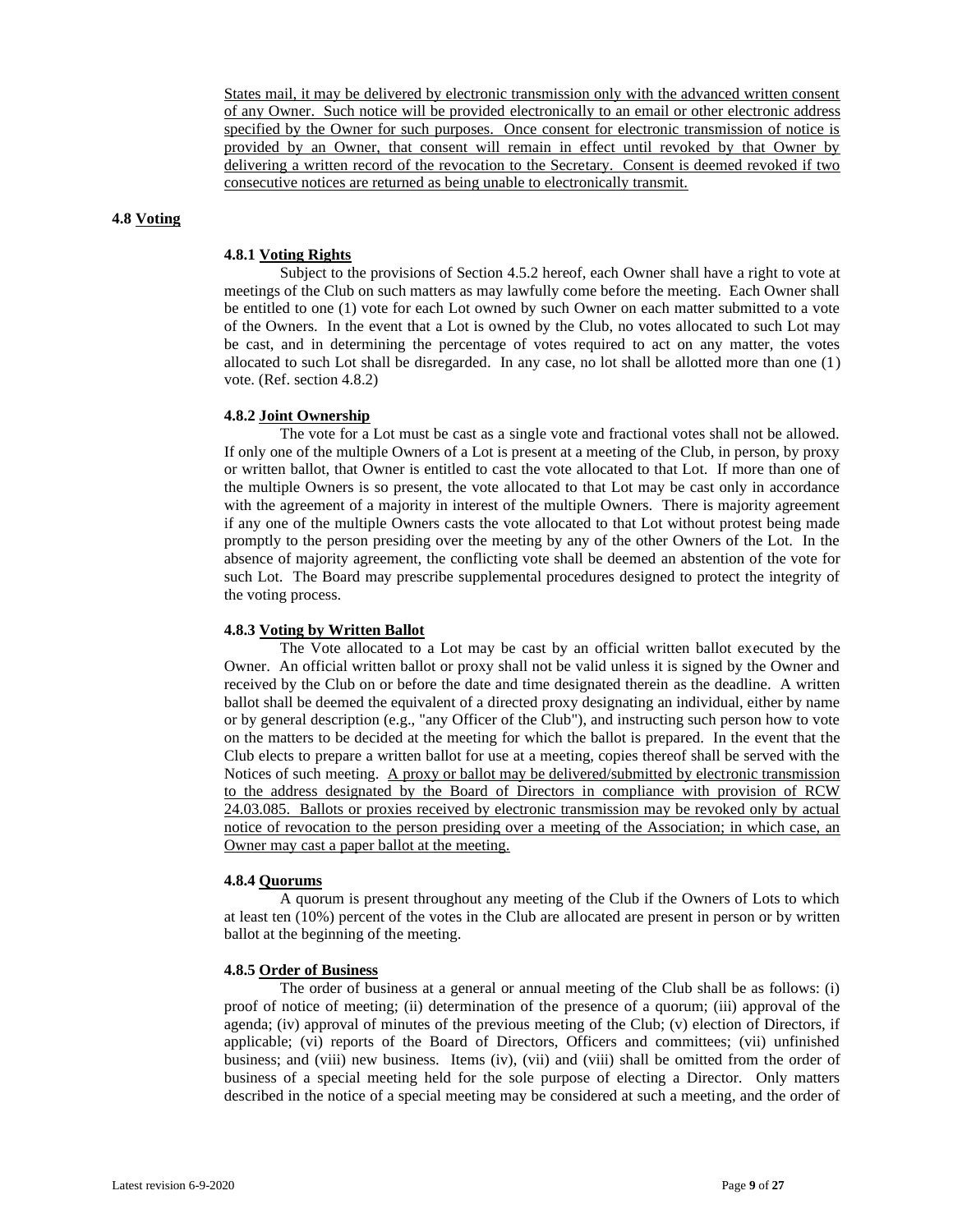States mail, it may be delivered by electronic transmission only with the advanced written consent of any Owner. Such notice will be provided electronically to an email or other electronic address specified by the Owner for such purposes. Once consent for electronic transmission of notice is provided by an Owner, that consent will remain in effect until revoked by that Owner by delivering a written record of the revocation to the Secretary. Consent is deemed revoked if two consecutive notices are returned as being unable to electronically transmit.

## 4.8 Voting

### 4.8.1 Voting Rights

Subject to the provisions of Section 4.5.2 hereof, each Owner shall have a right to vote at meetings of the Club on such matters as may lawfully come before the meeting. Each Owner shall be entitled to one (1) vote for each Lot owned by such Owner on each matter submitted to a vote of the Owners. In the event that a Lot is owned by the Club, no votes allocated to such Lot may be cast, and in determining the percentage of votes required to act on any matter, the votes allocated to such Lot shall be disregarded. In any case, no lot shall be allotted more than one (1) vote. (Ref. section 4.8.2)

### 4.8.2 Joint Ownership

The vote for a Lot must be cast as a single vote and fractional votes shall not be allowed. If only one of the multiple Owners of a Lot is present at a meeting of the Club, in person, by proxy or written ballot, that Owner is entitled to cast the vote allocated to that Lot. If more than one of the multiple Owners is so present, the vote allocated to that Lot may be cast only in accordance with the agreement of a majority in interest of the multiple Owners. There is majority agreement if any one of the multiple Owners casts the vote allocated to that Lot without protest being made promptly to the person presiding over the meeting by any of the other Owners of the Lot. In the absence of majority agreement, the conflicting vote shall be deemed an abstention of the vote for such Lot. The Board may prescribe supplemental procedures designed to protect the integrity of the voting process.

### 4.8.3 Voting by Written Ballot

The Vote allocated to a Lot may be cast by an official written ballot executed by the Owner. An official written ballot or proxy shall not be valid unless it is signed by the Owner and received by the Club on or before the date and time designated therein as the deadline. A written ballot shall be deemed the equivalent of a directed proxy designating an individual, either by name or by general description (e.g., "any Officer of the Club"), and instructing such person how to vote on the matters to be decided at the meeting for which the ballot is prepared. In the event that the Club elects to prepare a written ballot for use at a meeting, copies thereof shall be served with the Notices of such meeting. A proxy or ballot may be delivered/submitted by electronic transmission to the address designated by the Board of Directors in compliance with provision of RCW 24.03.085. Ballots or proxies received by electronic transmission may be revoked only by actual notice of revocation to the person presiding over a meeting of the Association; in which case, an Owner may cast a paper ballot at the meeting.

### 4.8.4 Quorums

A quorum is present throughout any meeting of the Club if the Owners of Lots to which at least ten (10%) percent of the votes in the Club are allocated are present in person or by written ballot at the beginning of the meeting.

### 4.8.5 Order of Business

The order of business at a general or annual meeting of the Club shall be as follows: (i) proof of notice of meeting; (ii) determination of the presence of a quorum; (iii) approval of the agenda; (iv) approval of minutes of the previous meeting of the Club; (v) election of Directors, if applicable; (vi) reports of the Board of Directors, Officers and committees; (vii) unfinished business; and (viii) new business. Items (iv), (vii) and (viii) shall be omitted from the order of business of a special meeting held for the sole purpose of electing a Director. Only matters described in the notice of a special meeting may be considered at such a meeting, and the order of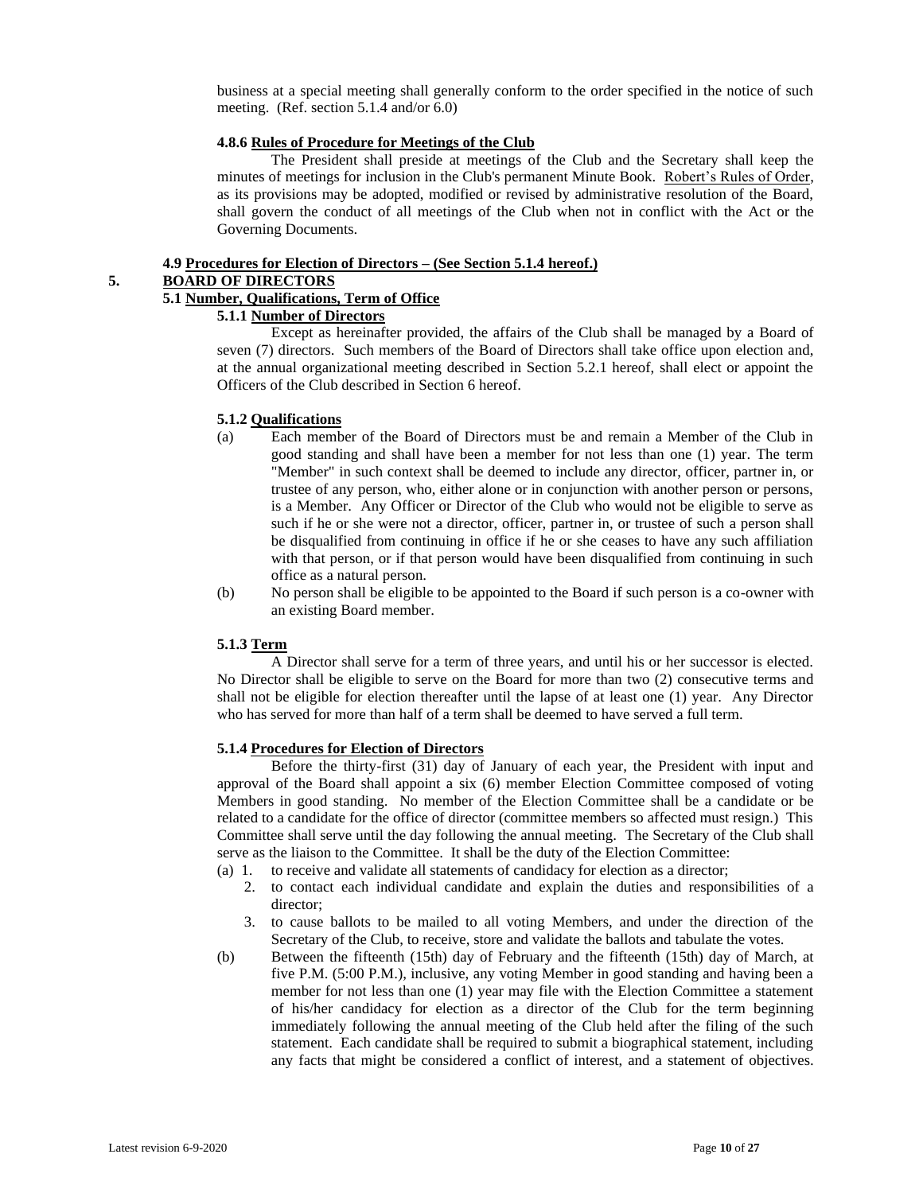business at a special meeting shall generally conform to the order specified in the notice of such meeting. (Ref. section 5.1.4 and/or 6.0)

#### 4.8.6 Rules of Procedure for Meetings of the Club

The President shall preside at meetings of the Club and the Secretary shall keep the minutes of meetings for inclusion in the Club's permanent Minute Book. Robert's Rules of Order, as its provisions may be adopted, modified or revised by administrative resolution of the Board, shall govern the conduct of all meetings of the Club when not in conflict with the Act or the Governing Documents.

### 4.9 Procedures for Election of Directors – (See Section 5.1.4 hereof.)

## 5. BOARD OF DIRECTORS

### 5.1 Number, Qualifications, Term of Office

#### 5.1.1 Number of Directors

Except as hereinafter provided, the affairs of the Club shall be managed by a Board of seven (7) directors. Such members of the Board of Directors shall take office upon election and, at the annual organizational meeting described in Section 5.2.1 hereof, shall elect or appoint the Officers of the Club described in Section 6 hereof.

#### 5.1.2 Qualifications

(a) Each member of the Board of Directors must be and remain a Member of the Club in good standing and shall have been a member for not less than one (1) year. The term "Member" in such context shall be deemed to include any director, officer, partner in, or trustee of any person, who, either alone or in conjunction with another person or persons, is a Member. Any Officer or Director of the Club who would not be eligible to serve as such if he or she were not a director, officer, partner in, or trustee of such a person shall be disqualified from continuing in office if he or she ceases to have any such affiliation with that person, or if that person would have been disqualified from continuing in such office as a natural person.

(b) No person shall be eligible to be appointed to the Board if such person is a co-owner with an existing Board member.

#### 5.1.3 Term

A Director shall serve for a term of three years, and until his or her successor is elected. No Director shall be eligible to serve on the Board for more than two (2) consecutive terms and shall not be eligible for election thereafter until the lapse of at least one (1) year. Any Director who has served for more than half of a term shall be deemed to have served a full term.

#### 5.1.4 Procedures for Election of Directors

Before the thirty-first (31) day of January of each year, the President with input and approval of the Board shall appoint a six (6) member Election Committee composed of voting Members in good standing. No member of the Election Committee shall be a candidate or be related to a candidate for the office of director (committee members so affected must resign.) This Committee shall serve until the day following the annual meeting. The Secretary of the Club shall serve as the liaison to the Committee. It shall be the duty of the Election Committee:

(a) 1. to receive and validate all statements of candidacy for election as a director;
   2. to contact each individual candidate and explain the duties and responsibilities of a director;
   3. to cause ballots to be mailed to all voting Members, and under the direction of the Secretary of the Club, to receive, store and validate the ballots and tabulate the votes.

(b) Between the fifteenth (15th) day of February and the fifteenth (15th) day of March, at five P.M. (5:00 P.M.), inclusive, any voting Member in good standing and having been a member for not less than one (1) year may file with the Election Committee a statement of his/her candidacy for election as a director of the Club for the term beginning immediately following the annual meeting of the Club held after the filing of the such statement. Each candidate shall be required to submit a biographical statement, including any facts that might be considered a conflict of interest, and a statement of objectives.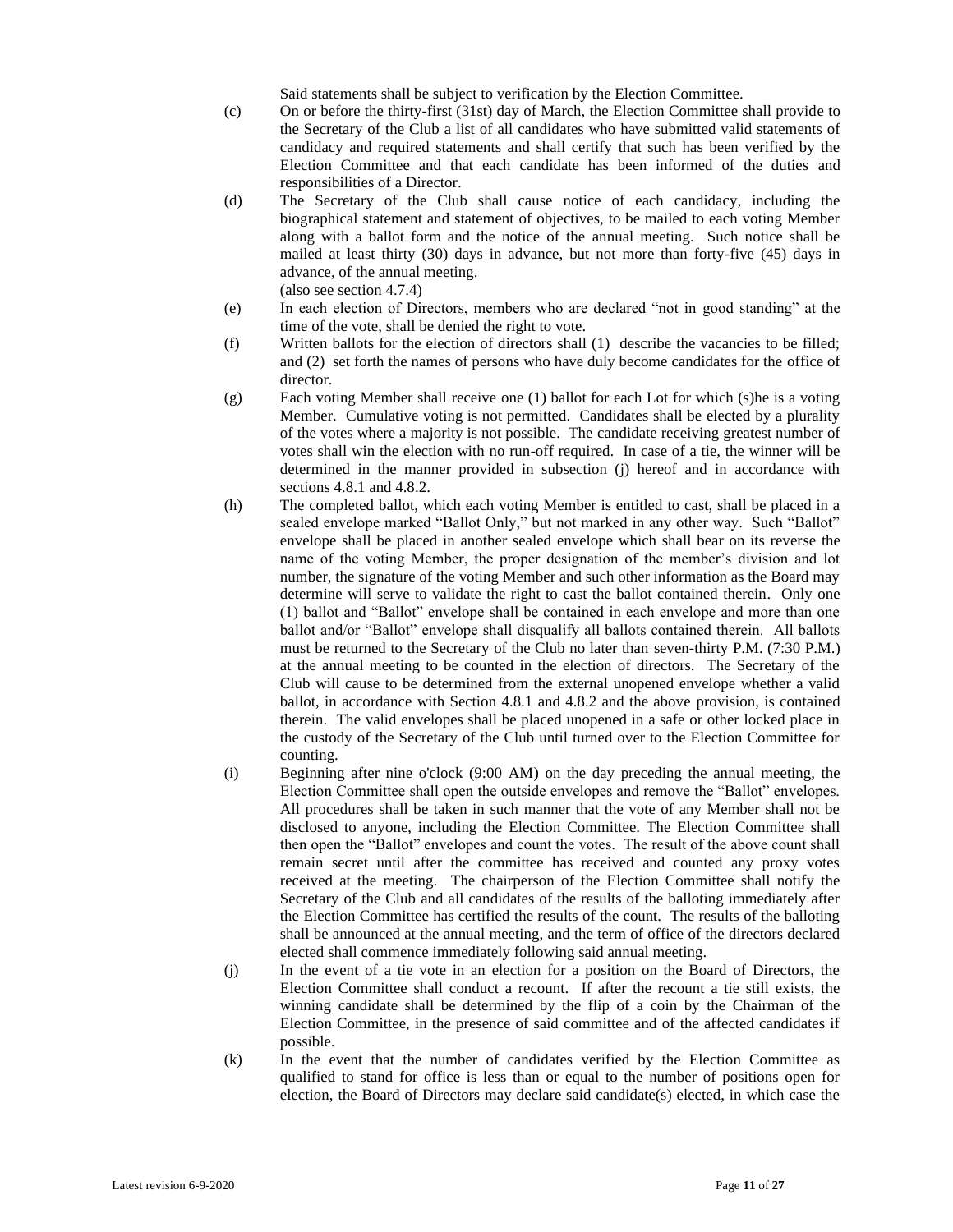Said statements shall be subject to verification by the Election Committee.

(c) On or before the thirty-first (31st) day of March, the Election Committee shall provide to the Secretary of the Club a list of all candidates who have submitted valid statements of candidacy and required statements and shall certify that such has been verified by the Election Committee and that each candidate has been informed of the duties and responsibilities of a Director.

(d) The Secretary of the Club shall cause notice of each candidacy, including the biographical statement and statement of objectives, to be mailed to each voting Member along with a ballot form and the notice of the annual meeting. Such notice shall be mailed at least thirty (30) days in advance, but not more than forty-five (45) days in advance, of the annual meeting.
(also see section 4.7.4)

(e) In each election of Directors, members who are declared "not in good standing" at the time of the vote, shall be denied the right to vote.

(f) Written ballots for the election of directors shall (1) describe the vacancies to be filled; and (2) set forth the names of persons who have duly become candidates for the office of director.

(g) Each voting Member shall receive one (1) ballot for each Lot for which (s)he is a voting Member. Cumulative voting is not permitted. Candidates shall be elected by a plurality of the votes where a majority is not possible. The candidate receiving greatest number of votes shall win the election with no run-off required. In case of a tie, the winner will be determined in the manner provided in subsection (j) hereof and in accordance with sections 4.8.1 and 4.8.2.

(h) The completed ballot, which each voting Member is entitled to cast, shall be placed in a sealed envelope marked "Ballot Only," but not marked in any other way. Such "Ballot" envelope shall be placed in another sealed envelope which shall bear on its reverse the name of the voting Member, the proper designation of the member's division and lot number, the signature of the voting Member and such other information as the Board may determine will serve to validate the right to cast the ballot contained therein. Only one (1) ballot and "Ballot" envelope shall be contained in each envelope and more than one ballot and/or "Ballot" envelope shall disqualify all ballots contained therein. All ballots must be returned to the Secretary of the Club no later than seven-thirty P.M. (7:30 P.M.) at the annual meeting to be counted in the election of directors. The Secretary of the Club will cause to be determined from the external unopened envelope whether a valid ballot, in accordance with Section 4.8.1 and 4.8.2 and the above provision, is contained therein. The valid envelopes shall be placed unopened in a safe or other locked place in the custody of the Secretary of the Club until turned over to the Election Committee for counting.

(i) Beginning after nine o'clock (9:00 AM) on the day preceding the annual meeting, the Election Committee shall open the outside envelopes and remove the "Ballot" envelopes. All procedures shall be taken in such manner that the vote of any Member shall not be disclosed to anyone, including the Election Committee. The Election Committee shall then open the "Ballot" envelopes and count the votes. The result of the above count shall remain secret until after the committee has received and counted any proxy votes received at the meeting. The chairperson of the Election Committee shall notify the Secretary of the Club and all candidates of the results of the balloting immediately after the Election Committee has certified the results of the count. The results of the balloting shall be announced at the annual meeting, and the term of office of the directors declared elected shall commence immediately following said annual meeting.

(j) In the event of a tie vote in an election for a position on the Board of Directors, the Election Committee shall conduct a recount. If after the recount a tie still exists, the winning candidate shall be determined by the flip of a coin by the Chairman of the Election Committee, in the presence of said committee and of the affected candidates if possible.

(k) In the event that the number of candidates verified by the Election Committee as qualified to stand for office is less than or equal to the number of positions open for election, the Board of Directors may declare said candidate(s) elected, in which case the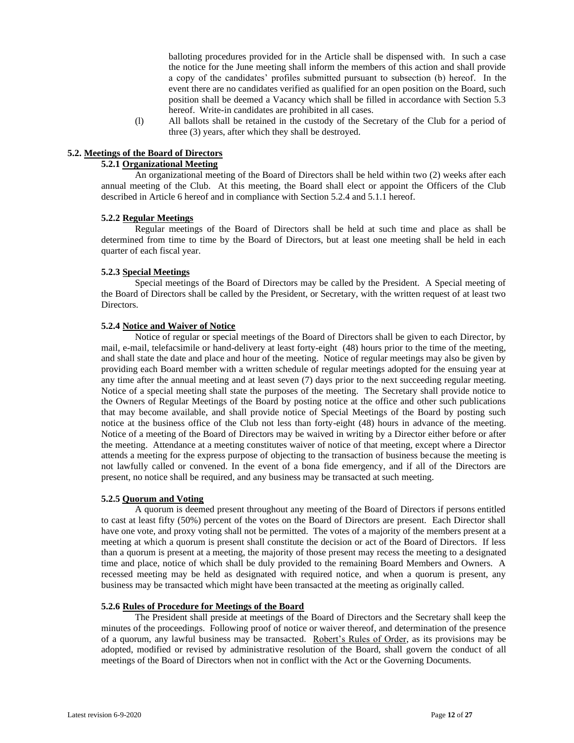balloting procedures provided for in the Article shall be dispensed with. In such a case the notice for the June meeting shall inform the members of this action and shall provide a copy of the candidates' profiles submitted pursuant to subsection (b) hereof. In the event there are no candidates verified as qualified for an open position on the Board, such position shall be deemed a Vacancy which shall be filled in accordance with Section 5.3 hereof. Write-in candidates are prohibited in all cases.

(l) All ballots shall be retained in the custody of the Secretary of the Club for a period of three (3) years, after which they shall be destroyed.

### 5.2. Meetings of the Board of Directors

#### 5.2.1 Organizational Meeting

An organizational meeting of the Board of Directors shall be held within two (2) weeks after each annual meeting of the Club. At this meeting, the Board shall elect or appoint the Officers of the Club described in Article 6 hereof and in compliance with Section 5.2.4 and 5.1.1 hereof.

#### 5.2.2 Regular Meetings

Regular meetings of the Board of Directors shall be held at such time and place as shall be determined from time to time by the Board of Directors, but at least one meeting shall be held in each quarter of each fiscal year.

#### 5.2.3 Special Meetings

Special meetings of the Board of Directors may be called by the President. A Special meeting of the Board of Directors shall be called by the President, or Secretary, with the written request of at least two Directors.

#### 5.2.4 Notice and Waiver of Notice

Notice of regular or special meetings of the Board of Directors shall be given to each Director, by mail, e-mail, telefacsimile or hand-delivery at least forty-eight (48) hours prior to the time of the meeting, and shall state the date and place and hour of the meeting. Notice of regular meetings may also be given by providing each Board member with a written schedule of regular meetings adopted for the ensuing year at any time after the annual meeting and at least seven (7) days prior to the next succeeding regular meeting. Notice of a special meeting shall state the purposes of the meeting. The Secretary shall provide notice to the Owners of Regular Meetings of the Board by posting notice at the office and other such publications that may become available, and shall provide notice of Special Meetings of the Board by posting such notice at the business office of the Club not less than forty-eight (48) hours in advance of the meeting. Notice of a meeting of the Board of Directors may be waived in writing by a Director either before or after the meeting. Attendance at a meeting constitutes waiver of notice of that meeting, except where a Director attends a meeting for the express purpose of objecting to the transaction of business because the meeting is not lawfully called or convened. In the event of a bona fide emergency, and if all of the Directors are present, no notice shall be required, and any business may be transacted at such meeting.

#### 5.2.5 Quorum and Voting

A quorum is deemed present throughout any meeting of the Board of Directors if persons entitled to cast at least fifty (50%) percent of the votes on the Board of Directors are present. Each Director shall have one vote, and proxy voting shall not be permitted. The votes of a majority of the members present at a meeting at which a quorum is present shall constitute the decision or act of the Board of Directors. If less than a quorum is present at a meeting, the majority of those present may recess the meeting to a designated time and place, notice of which shall be duly provided to the remaining Board Members and Owners. A recessed meeting may be held as designated with required notice, and when a quorum is present, any business may be transacted which might have been transacted at the meeting as originally called.

#### 5.2.6 Rules of Procedure for Meetings of the Board

The President shall preside at meetings of the Board of Directors and the Secretary shall keep the minutes of the proceedings. Following proof of notice or waiver thereof, and determination of the presence of a quorum, any lawful business may be transacted. Robert's Rules of Order, as its provisions may be adopted, modified or revised by administrative resolution of the Board, shall govern the conduct of all meetings of the Board of Directors when not in conflict with the Act or the Governing Documents.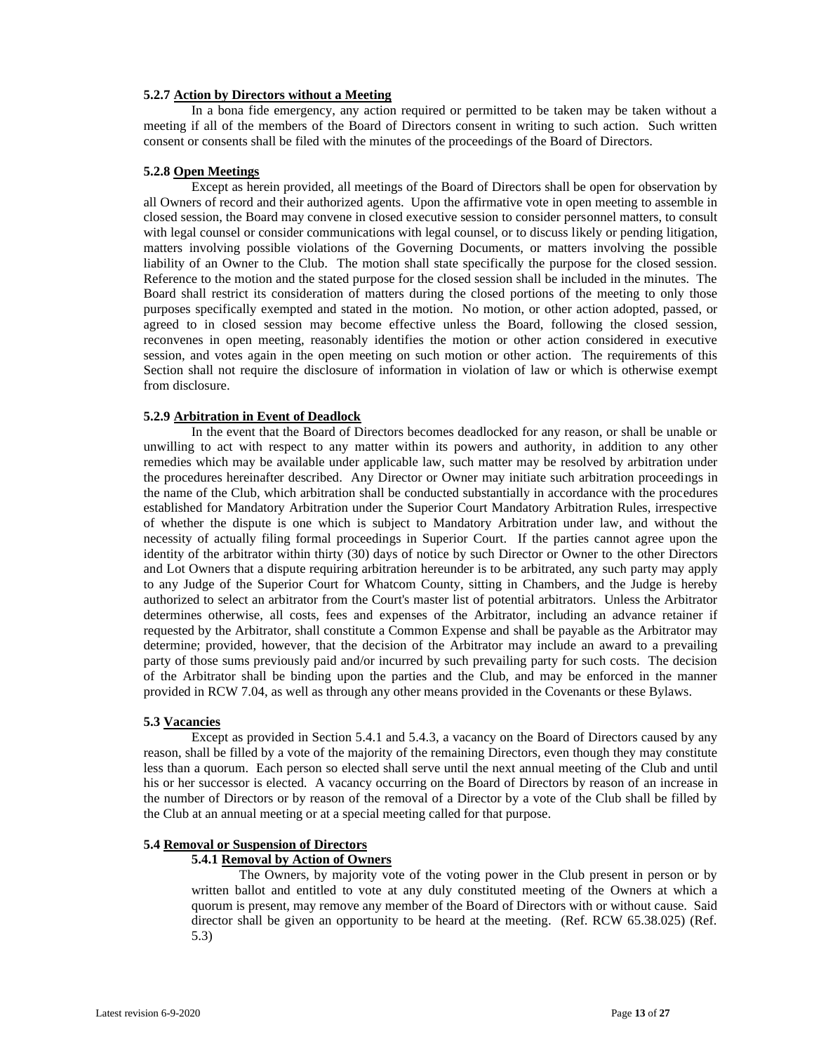#### 5.2.7 Action by Directors without a Meeting

In a bona fide emergency, any action required or permitted to be taken may be taken without a meeting if all of the members of the Board of Directors consent in writing to such action. Such written consent or consents shall be filed with the minutes of the proceedings of the Board of Directors.

#### 5.2.8 Open Meetings

Except as herein provided, all meetings of the Board of Directors shall be open for observation by all Owners of record and their authorized agents. Upon the affirmative vote in open meeting to assemble in closed session, the Board may convene in closed executive session to consider personnel matters, to consult with legal counsel or consider communications with legal counsel, or to discuss likely or pending litigation, matters involving possible violations of the Governing Documents, or matters involving the possible liability of an Owner to the Club. The motion shall state specifically the purpose for the closed session. Reference to the motion and the stated purpose for the closed session shall be included in the minutes. The Board shall restrict its consideration of matters during the closed portions of the meeting to only those purposes specifically exempted and stated in the motion. No motion, or other action adopted, passed, or agreed to in closed session may become effective unless the Board, following the closed session, reconvenes in open meeting, reasonably identifies the motion or other action considered in executive session, and votes again in the open meeting on such motion or other action. The requirements of this Section shall not require the disclosure of information in violation of law or which is otherwise exempt from disclosure.

#### 5.2.9 Arbitration in Event of Deadlock

In the event that the Board of Directors becomes deadlocked for any reason, or shall be unable or unwilling to act with respect to any matter within its powers and authority, in addition to any other remedies which may be available under applicable law, such matter may be resolved by arbitration under the procedures hereinafter described. Any Director or Owner may initiate such arbitration proceedings in the name of the Club, which arbitration shall be conducted substantially in accordance with the procedures established for Mandatory Arbitration under the Superior Court Mandatory Arbitration Rules, irrespective of whether the dispute is one which is subject to Mandatory Arbitration under law, and without the necessity of actually filing formal proceedings in Superior Court. If the parties cannot agree upon the identity of the arbitrator within thirty (30) days of notice by such Director or Owner to the other Directors and Lot Owners that a dispute requiring arbitration hereunder is to be arbitrated, any such party may apply to any Judge of the Superior Court for Whatcom County, sitting in Chambers, and the Judge is hereby authorized to select an arbitrator from the Court's master list of potential arbitrators. Unless the Arbitrator determines otherwise, all costs, fees and expenses of the Arbitrator, including an advance retainer if requested by the Arbitrator, shall constitute a Common Expense and shall be payable as the Arbitrator may determine; provided, however, that the decision of the Arbitrator may include an award to a prevailing party of those sums previously paid and/or incurred by such prevailing party for such costs. The decision of the Arbitrator shall be binding upon the parties and the Club, and may be enforced in the manner provided in RCW 7.04, as well as through any other means provided in the Covenants or these Bylaws.

### 5.3 Vacancies

Except as provided in Section 5.4.1 and 5.4.3, a vacancy on the Board of Directors caused by any reason, shall be filled by a vote of the majority of the remaining Directors, even though they may constitute less than a quorum. Each person so elected shall serve until the next annual meeting of the Club and until his or her successor is elected. A vacancy occurring on the Board of Directors by reason of an increase in the number of Directors or by reason of the removal of a Director by a vote of the Club shall be filled by the Club at an annual meeting or at a special meeting called for that purpose.

### 5.4 Removal or Suspension of Directors

#### 5.4.1 Removal by Action of Owners

The Owners, by majority vote of the voting power in the Club present in person or by written ballot and entitled to vote at any duly constituted meeting of the Owners at which a quorum is present, may remove any member of the Board of Directors with or without cause. Said director shall be given an opportunity to be heard at the meeting. (Ref. RCW 65.38.025) (Ref. 5.3)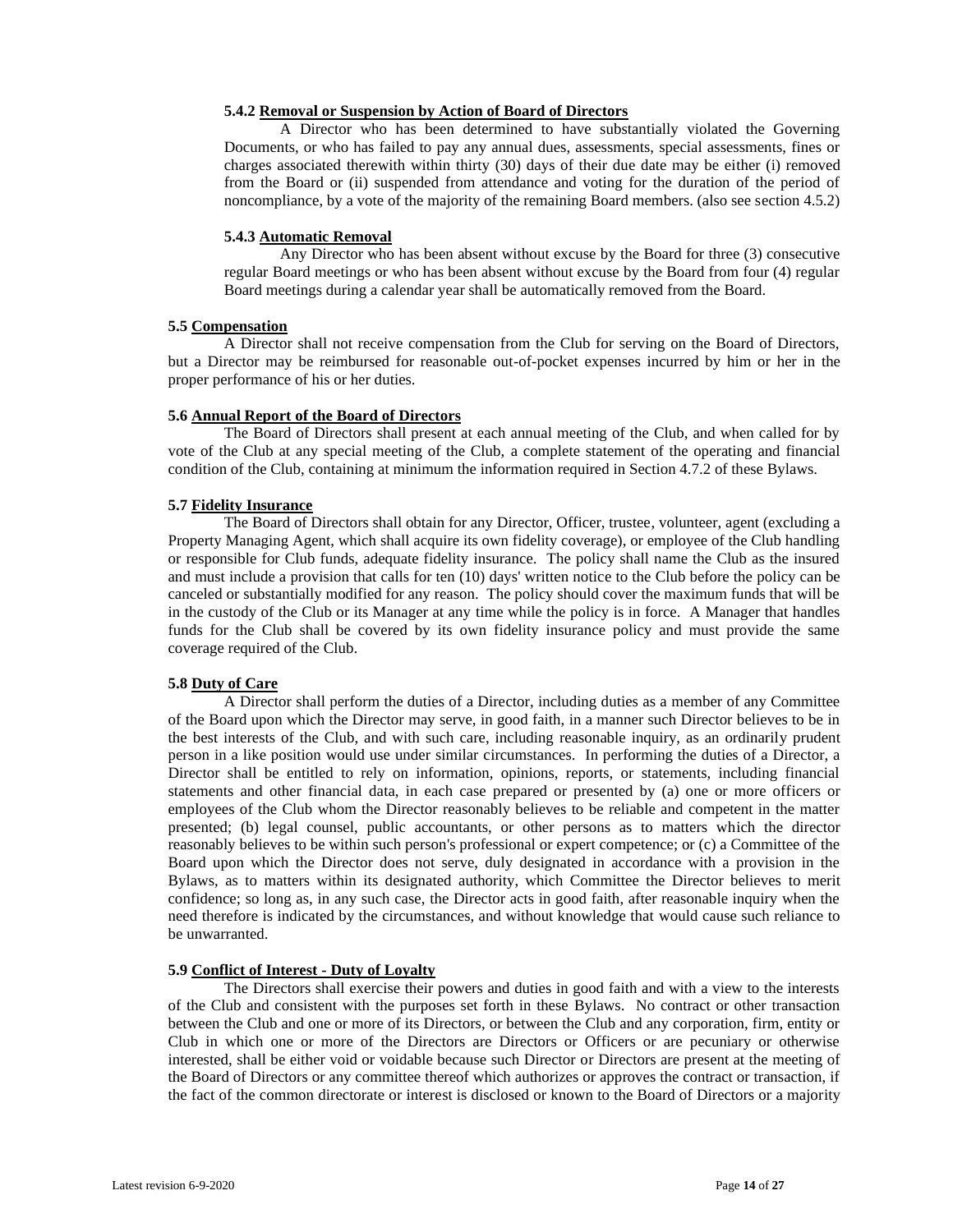#### 5.4.2 Removal or Suspension by Action of Board of Directors

A Director who has been determined to have substantially violated the Governing Documents, or who has failed to pay any annual dues, assessments, special assessments, fines or charges associated therewith within thirty (30) days of their due date may be either (i) removed from the Board or (ii) suspended from attendance and voting for the duration of the period of noncompliance, by a vote of the majority of the remaining Board members. (also see section 4.5.2)

#### 5.4.3 Automatic Removal

Any Director who has been absent without excuse by the Board for three (3) consecutive regular Board meetings or who has been absent without excuse by the Board from four (4) regular Board meetings during a calendar year shall be automatically removed from the Board.

### 5.5 Compensation

A Director shall not receive compensation from the Club for serving on the Board of Directors, but a Director may be reimbursed for reasonable out-of-pocket expenses incurred by him or her in the proper performance of his or her duties.

### 5.6 Annual Report of the Board of Directors

The Board of Directors shall present at each annual meeting of the Club, and when called for by vote of the Club at any special meeting of the Club, a complete statement of the operating and financial condition of the Club, containing at minimum the information required in Section 4.7.2 of these Bylaws.

### 5.7 Fidelity Insurance

The Board of Directors shall obtain for any Director, Officer, trustee, volunteer, agent (excluding a Property Managing Agent, which shall acquire its own fidelity coverage), or employee of the Club handling or responsible for Club funds, adequate fidelity insurance. The policy shall name the Club as the insured and must include a provision that calls for ten (10) days' written notice to the Club before the policy can be canceled or substantially modified for any reason. The policy should cover the maximum funds that will be in the custody of the Club or its Manager at any time while the policy is in force. A Manager that handles funds for the Club shall be covered by its own fidelity insurance policy and must provide the same coverage required of the Club.

### 5.8 Duty of Care

A Director shall perform the duties of a Director, including duties as a member of any Committee of the Board upon which the Director may serve, in good faith, in a manner such Director believes to be in the best interests of the Club, and with such care, including reasonable inquiry, as an ordinarily prudent person in a like position would use under similar circumstances. In performing the duties of a Director, a Director shall be entitled to rely on information, opinions, reports, or statements, including financial statements and other financial data, in each case prepared or presented by (a) one or more officers or employees of the Club whom the Director reasonably believes to be reliable and competent in the matter presented; (b) legal counsel, public accountants, or other persons as to matters which the director reasonably believes to be within such person's professional or expert competence; or (c) a Committee of the Board upon which the Director does not serve, duly designated in accordance with a provision in the Bylaws, as to matters within its designated authority, which Committee the Director believes to merit confidence; so long as, in any such case, the Director acts in good faith, after reasonable inquiry when the need therefore is indicated by the circumstances, and without knowledge that would cause such reliance to be unwarranted.

### 5.9 Conflict of Interest - Duty of Loyalty

The Directors shall exercise their powers and duties in good faith and with a view to the interests of the Club and consistent with the purposes set forth in these Bylaws. No contract or other transaction between the Club and one or more of its Directors, or between the Club and any corporation, firm, entity or Club in which one or more of the Directors are Directors or Officers or are pecuniary or otherwise interested, shall be either void or voidable because such Director or Directors are present at the meeting of the Board of Directors or any committee thereof which authorizes or approves the contract or transaction, if the fact of the common directorate or interest is disclosed or known to the Board of Directors or a majority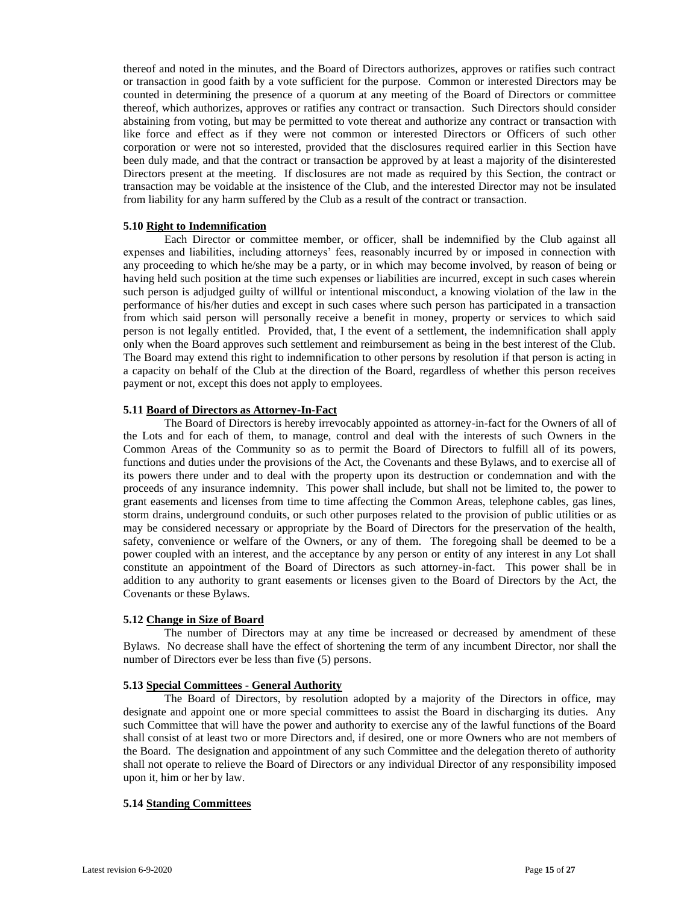thereof and noted in the minutes, and the Board of Directors authorizes, approves or ratifies such contract or transaction in good faith by a vote sufficient for the purpose. Common or interested Directors may be counted in determining the presence of a quorum at any meeting of the Board of Directors or committee thereof, which authorizes, approves or ratifies any contract or transaction. Such Directors should consider abstaining from voting, but may be permitted to vote thereat and authorize any contract or transaction with like force and effect as if they were not common or interested Directors or Officers of such other corporation or were not so interested, provided that the disclosures required earlier in this Section have been duly made, and that the contract or transaction be approved by at least a majority of the disinterested Directors present at the meeting. If disclosures are not made as required by this Section, the contract or transaction may be voidable at the insistence of the Club, and the interested Director may not be insulated from liability for any harm suffered by the Club as a result of the contract or transaction.

**5.10 Right to Indemnification**

Each Director or committee member, or officer, shall be indemnified by the Club against all expenses and liabilities, including attorneys' fees, reasonably incurred by or imposed in connection with any proceeding to which he/she may be a party, or in which may become involved, by reason of being or having held such position at the time such expenses or liabilities are incurred, except in such cases wherein such person is adjudged guilty of willful or intentional misconduct, a knowing violation of the law in the performance of his/her duties and except in such cases where such person has participated in a transaction from which said person will personally receive a benefit in money, property or services to which said person is not legally entitled. Provided, that, I the event of a settlement, the indemnification shall apply only when the Board approves such settlement and reimbursement as being in the best interest of the Club. The Board may extend this right to indemnification to other persons by resolution if that person is acting in a capacity on behalf of the Club at the direction of the Board, regardless of whether this person receives payment or not, except this does not apply to employees.

**5.11 Board of Directors as Attorney-In-Fact**

The Board of Directors is hereby irrevocably appointed as attorney-in-fact for the Owners of all of the Lots and for each of them, to manage, control and deal with the interests of such Owners in the Common Areas of the Community so as to permit the Board of Directors to fulfill all of its powers, functions and duties under the provisions of the Act, the Covenants and these Bylaws, and to exercise all of its powers there under and to deal with the property upon its destruction or condemnation and with the proceeds of any insurance indemnity. This power shall include, but shall not be limited to, the power to grant easements and licenses from time to time affecting the Common Areas, telephone cables, gas lines, storm drains, underground conduits, or such other purposes related to the provision of public utilities or as may be considered necessary or appropriate by the Board of Directors for the preservation of the health, safety, convenience or welfare of the Owners, or any of them. The foregoing shall be deemed to be a power coupled with an interest, and the acceptance by any person or entity of any interest in any Lot shall constitute an appointment of the Board of Directors as such attorney-in-fact. This power shall be in addition to any authority to grant easements or licenses given to the Board of Directors by the Act, the Covenants or these Bylaws.

**5.12 Change in Size of Board**

The number of Directors may at any time be increased or decreased by amendment of these Bylaws. No decrease shall have the effect of shortening the term of any incumbent Director, nor shall the number of Directors ever be less than five (5) persons.

**5.13 Special Committees - General Authority**

The Board of Directors, by resolution adopted by a majority of the Directors in office, may designate and appoint one or more special committees to assist the Board in discharging its duties. Any such Committee that will have the power and authority to exercise any of the lawful functions of the Board shall consist of at least two or more Directors and, if desired, one or more Owners who are not members of the Board. The designation and appointment of any such Committee and the delegation thereto of authority shall not operate to relieve the Board of Directors or any individual Director of any responsibility imposed upon it, him or her by law.

**5.14 Standing Committees**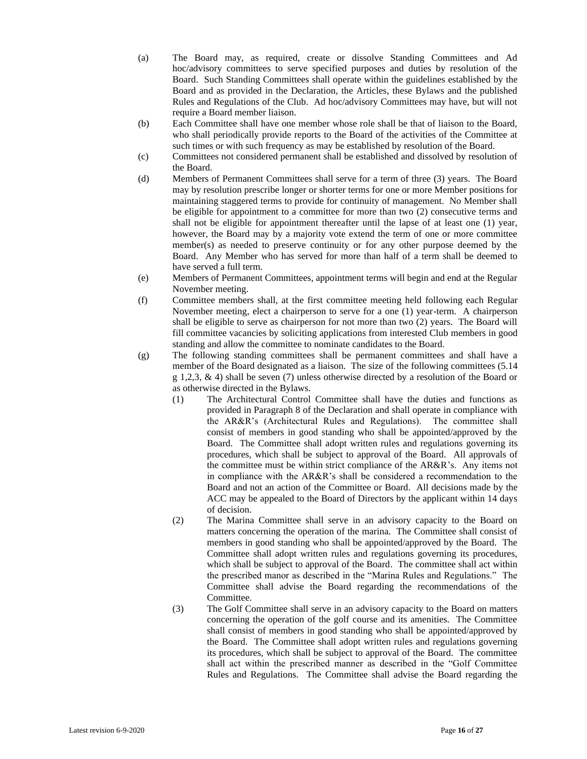(a) The Board may, as required, create or dissolve Standing Committees and Ad hoc/advisory committees to serve specified purposes and duties by resolution of the Board. Such Standing Committees shall operate within the guidelines established by the Board and as provided in the Declaration, the Articles, these Bylaws and the published Rules and Regulations of the Club. Ad hoc/advisory Committees may have, but will not require a Board member liaison.

(b) Each Committee shall have one member whose role shall be that of liaison to the Board, who shall periodically provide reports to the Board of the activities of the Committee at such times or with such frequency as may be established by resolution of the Board.

(c) Committees not considered permanent shall be established and dissolved by resolution of the Board.

(d) Members of Permanent Committees shall serve for a term of three (3) years. The Board may by resolution prescribe longer or shorter terms for one or more Member positions for maintaining staggered terms to provide for continuity of management. No Member shall be eligible for appointment to a committee for more than two (2) consecutive terms and shall not be eligible for appointment thereafter until the lapse of at least one (1) year, however, the Board may by a majority vote extend the term of one or more committee member(s) as needed to preserve continuity or for any other purpose deemed by the Board. Any Member who has served for more than half of a term shall be deemed to have served a full term.

(e) Members of Permanent Committees, appointment terms will begin and end at the Regular November meeting.

(f) Committee members shall, at the first committee meeting held following each Regular November meeting, elect a chairperson to serve for a one (1) year-term. A chairperson shall be eligible to serve as chairperson for not more than two (2) years. The Board will fill committee vacancies by soliciting applications from interested Club members in good standing and allow the committee to nominate candidates to the Board.

(g) The following standing committees shall be permanent committees and shall have a member of the Board designated as a liaison. The size of the following committees (5.14 g 1,2,3, & 4) shall be seven (7) unless otherwise directed by a resolution of the Board or as otherwise directed in the Bylaws.

  (1) The Architectural Control Committee shall have the duties and functions as provided in Paragraph 8 of the Declaration and shall operate in compliance with the AR&R's (Architectural Rules and Regulations). The committee shall consist of members in good standing who shall be appointed/approved by the Board. The Committee shall adopt written rules and regulations governing its procedures, which shall be subject to approval of the Board. All approvals of the committee must be within strict compliance of the AR&R's. Any items not in compliance with the AR&R's shall be considered a recommendation to the Board and not an action of the Committee or Board. All decisions made by the ACC may be appealed to the Board of Directors by the applicant within 14 days of decision.

  (2) The Marina Committee shall serve in an advisory capacity to the Board on matters concerning the operation of the marina. The Committee shall consist of members in good standing who shall be appointed/approved by the Board. The Committee shall adopt written rules and regulations governing its procedures, which shall be subject to approval of the Board. The committee shall act within the prescribed manor as described in the "Marina Rules and Regulations." The Committee shall advise the Board regarding the recommendations of the Committee.

  (3) The Golf Committee shall serve in an advisory capacity to the Board on matters concerning the operation of the golf course and its amenities. The Committee shall consist of members in good standing who shall be appointed/approved by the Board. The Committee shall adopt written rules and regulations governing its procedures, which shall be subject to approval of the Board. The committee shall act within the prescribed manner as described in the "Golf Committee Rules and Regulations. The Committee shall advise the Board regarding the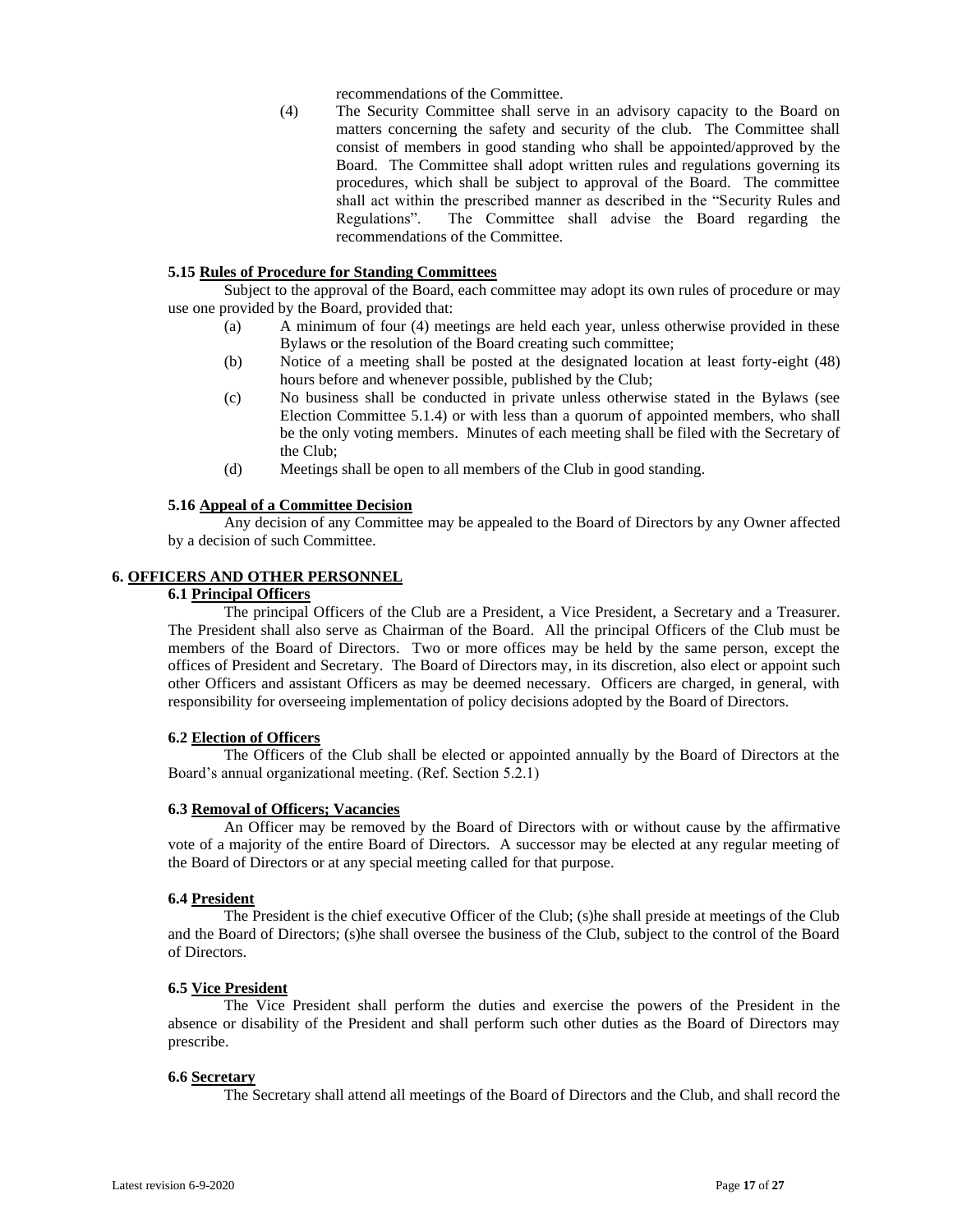recommendations of the Committee.

(4) The Security Committee shall serve in an advisory capacity to the Board on matters concerning the safety and security of the club. The Committee shall consist of members in good standing who shall be appointed/approved by the Board. The Committee shall adopt written rules and regulations governing its procedures, which shall be subject to approval of the Board. The committee shall act within the prescribed manner as described in the "Security Rules and Regulations". The Committee shall advise the Board regarding the recommendations of the Committee.

#### 5.15 Rules of Procedure for Standing Committees

Subject to the approval of the Board, each committee may adopt its own rules of procedure or may use one provided by the Board, provided that:

(a) A minimum of four (4) meetings are held each year, unless otherwise provided in these Bylaws or the resolution of the Board creating such committee;

(b) Notice of a meeting shall be posted at the designated location at least forty-eight (48) hours before and whenever possible, published by the Club;

(c) No business shall be conducted in private unless otherwise stated in the Bylaws (see Election Committee 5.1.4) or with less than a quorum of appointed members, who shall be the only voting members. Minutes of each meeting shall be filed with the Secretary of the Club;

(d) Meetings shall be open to all members of the Club in good standing.

#### 5.16 Appeal of a Committee Decision

Any decision of any Committee may be appealed to the Board of Directors by any Owner affected by a decision of such Committee.

## 6. OFFICERS AND OTHER PERSONNEL

#### 6.1 Principal Officers

The principal Officers of the Club are a President, a Vice President, a Secretary and a Treasurer. The President shall also serve as Chairman of the Board. All the principal Officers of the Club must be members of the Board of Directors. Two or more offices may be held by the same person, except the offices of President and Secretary. The Board of Directors may, in its discretion, also elect or appoint such other Officers and assistant Officers as may be deemed necessary. Officers are charged, in general, with responsibility for overseeing implementation of policy decisions adopted by the Board of Directors.

#### 6.2 Election of Officers

The Officers of the Club shall be elected or appointed annually by the Board of Directors at the Board's annual organizational meeting. (Ref. Section 5.2.1)

#### 6.3 Removal of Officers; Vacancies

An Officer may be removed by the Board of Directors with or without cause by the affirmative vote of a majority of the entire Board of Directors. A successor may be elected at any regular meeting of the Board of Directors or at any special meeting called for that purpose.

#### 6.4 President

The President is the chief executive Officer of the Club; (s)he shall preside at meetings of the Club and the Board of Directors; (s)he shall oversee the business of the Club, subject to the control of the Board of Directors.

#### 6.5 Vice President

The Vice President shall perform the duties and exercise the powers of the President in the absence or disability of the President and shall perform such other duties as the Board of Directors may prescribe.

#### 6.6 Secretary

The Secretary shall attend all meetings of the Board of Directors and the Club, and shall record the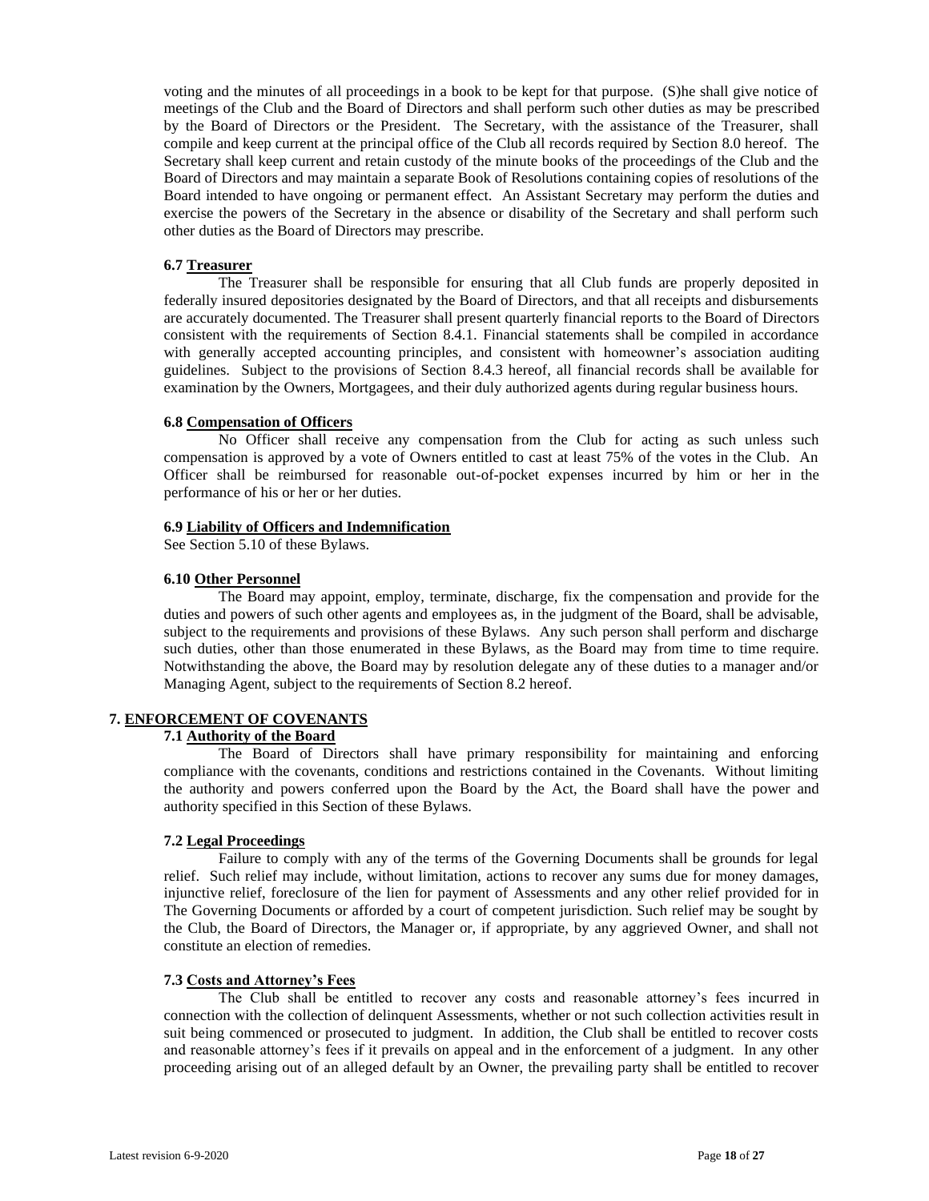voting and the minutes of all proceedings in a book to be kept for that purpose. (S)he shall give notice of meetings of the Club and the Board of Directors and shall perform such other duties as may be prescribed by the Board of Directors or the President. The Secretary, with the assistance of the Treasurer, shall compile and keep current at the principal office of the Club all records required by Section 8.0 hereof. The Secretary shall keep current and retain custody of the minute books of the proceedings of the Club and the Board of Directors and may maintain a separate Book of Resolutions containing copies of resolutions of the Board intended to have ongoing or permanent effect. An Assistant Secretary may perform the duties and exercise the powers of the Secretary in the absence or disability of the Secretary and shall perform such other duties as the Board of Directors may prescribe.

#### 6.7 Treasurer

The Treasurer shall be responsible for ensuring that all Club funds are properly deposited in federally insured depositories designated by the Board of Directors, and that all receipts and disbursements are accurately documented. The Treasurer shall present quarterly financial reports to the Board of Directors consistent with the requirements of Section 8.4.1. Financial statements shall be compiled in accordance with generally accepted accounting principles, and consistent with homeowner's association auditing guidelines. Subject to the provisions of Section 8.4.3 hereof, all financial records shall be available for examination by the Owners, Mortgagees, and their duly authorized agents during regular business hours.

#### 6.8 Compensation of Officers

No Officer shall receive any compensation from the Club for acting as such unless such compensation is approved by a vote of Owners entitled to cast at least 75% of the votes in the Club. An Officer shall be reimbursed for reasonable out-of-pocket expenses incurred by him or her in the performance of his or her or her duties.

#### 6.9 Liability of Officers and Indemnification

See Section 5.10 of these Bylaws.

#### 6.10 Other Personnel

The Board may appoint, employ, terminate, discharge, fix the compensation and provide for the duties and powers of such other agents and employees as, in the judgment of the Board, shall be advisable, subject to the requirements and provisions of these Bylaws. Any such person shall perform and discharge such duties, other than those enumerated in these Bylaws, as the Board may from time to time require. Notwithstanding the above, the Board may by resolution delegate any of these duties to a manager and/or Managing Agent, subject to the requirements of Section 8.2 hereof.

### 7. ENFORCEMENT OF COVENANTS

#### 7.1 Authority of the Board

The Board of Directors shall have primary responsibility for maintaining and enforcing compliance with the covenants, conditions and restrictions contained in the Covenants. Without limiting the authority and powers conferred upon the Board by the Act, the Board shall have the power and authority specified in this Section of these Bylaws.

#### 7.2 Legal Proceedings

Failure to comply with any of the terms of the Governing Documents shall be grounds for legal relief. Such relief may include, without limitation, actions to recover any sums due for money damages, injunctive relief, foreclosure of the lien for payment of Assessments and any other relief provided for in The Governing Documents or afforded by a court of competent jurisdiction. Such relief may be sought by the Club, the Board of Directors, the Manager or, if appropriate, by any aggrieved Owner, and shall not constitute an election of remedies.

#### 7.3 Costs and Attorney's Fees

The Club shall be entitled to recover any costs and reasonable attorney's fees incurred in connection with the collection of delinquent Assessments, whether or not such collection activities result in suit being commenced or prosecuted to judgment. In addition, the Club shall be entitled to recover costs and reasonable attorney's fees if it prevails on appeal and in the enforcement of a judgment. In any other proceeding arising out of an alleged default by an Owner, the prevailing party shall be entitled to recover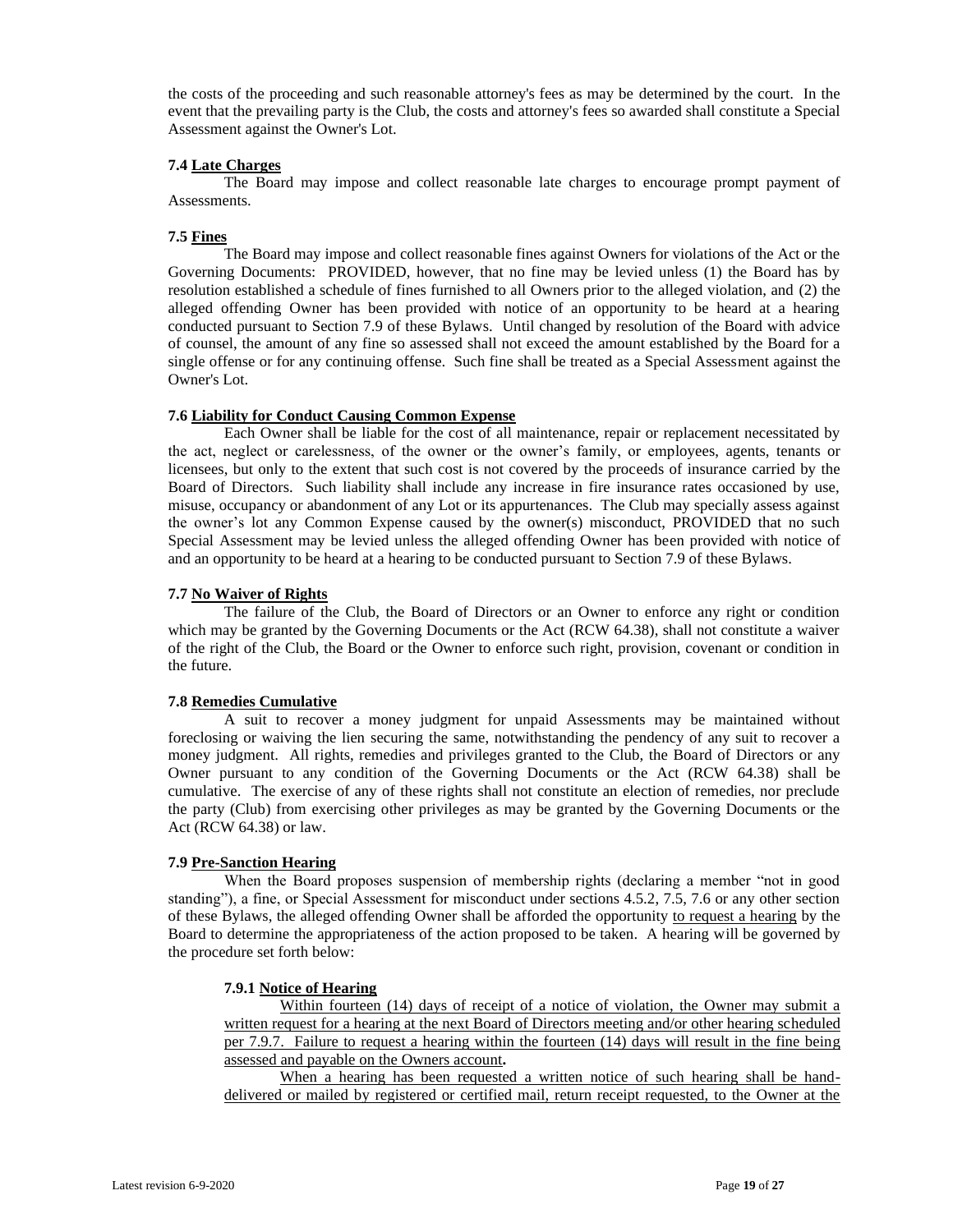the costs of the proceeding and such reasonable attorney's fees as may be determined by the court. In the event that the prevailing party is the Club, the costs and attorney's fees so awarded shall constitute a Special Assessment against the Owner's Lot.

**7.4 Late Charges**

The Board may impose and collect reasonable late charges to encourage prompt payment of Assessments.

**7.5 Fines**

The Board may impose and collect reasonable fines against Owners for violations of the Act or the Governing Documents: PROVIDED, however, that no fine may be levied unless (1) the Board has by resolution established a schedule of fines furnished to all Owners prior to the alleged violation, and (2) the alleged offending Owner has been provided with notice of an opportunity to be heard at a hearing conducted pursuant to Section 7.9 of these Bylaws. Until changed by resolution of the Board with advice of counsel, the amount of any fine so assessed shall not exceed the amount established by the Board for a single offense or for any continuing offense. Such fine shall be treated as a Special Assessment against the Owner's Lot.

**7.6 Liability for Conduct Causing Common Expense**

Each Owner shall be liable for the cost of all maintenance, repair or replacement necessitated by the act, neglect or carelessness, of the owner or the owner's family, or employees, agents, tenants or licensees, but only to the extent that such cost is not covered by the proceeds of insurance carried by the Board of Directors. Such liability shall include any increase in fire insurance rates occasioned by use, misuse, occupancy or abandonment of any Lot or its appurtenances. The Club may specially assess against the owner's lot any Common Expense caused by the owner(s) misconduct, PROVIDED that no such Special Assessment may be levied unless the alleged offending Owner has been provided with notice of and an opportunity to be heard at a hearing to be conducted pursuant to Section 7.9 of these Bylaws.

**7.7 No Waiver of Rights**

The failure of the Club, the Board of Directors or an Owner to enforce any right or condition which may be granted by the Governing Documents or the Act (RCW 64.38), shall not constitute a waiver of the right of the Club, the Board or the Owner to enforce such right, provision, covenant or condition in the future.

**7.8 Remedies Cumulative**

A suit to recover a money judgment for unpaid Assessments may be maintained without foreclosing or waiving the lien securing the same, notwithstanding the pendency of any suit to recover a money judgment. All rights, remedies and privileges granted to the Club, the Board of Directors or any Owner pursuant to any condition of the Governing Documents or the Act (RCW 64.38) shall be cumulative. The exercise of any of these rights shall not constitute an election of remedies, nor preclude the party (Club) from exercising other privileges as may be granted by the Governing Documents or the Act (RCW 64.38) or law.

**7.9 Pre-Sanction Hearing**

When the Board proposes suspension of membership rights (declaring a member "not in good standing"), a fine, or Special Assessment for misconduct under sections 4.5.2, 7.5, 7.6 or any other section of these Bylaws, the alleged offending Owner shall be afforded the opportunity to request a hearing by the Board to determine the appropriateness of the action proposed to be taken. A hearing will be governed by the procedure set forth below:

**7.9.1 Notice of Hearing**

Within fourteen (14) days of receipt of a notice of violation, the Owner may submit a written request for a hearing at the next Board of Directors meeting and/or other hearing scheduled per 7.9.7. Failure to request a hearing within the fourteen (14) days will result in the fine being assessed and payable on the Owners account.

When a hearing has been requested a written notice of such hearing shall be hand-delivered or mailed by registered or certified mail, return receipt requested, to the Owner at the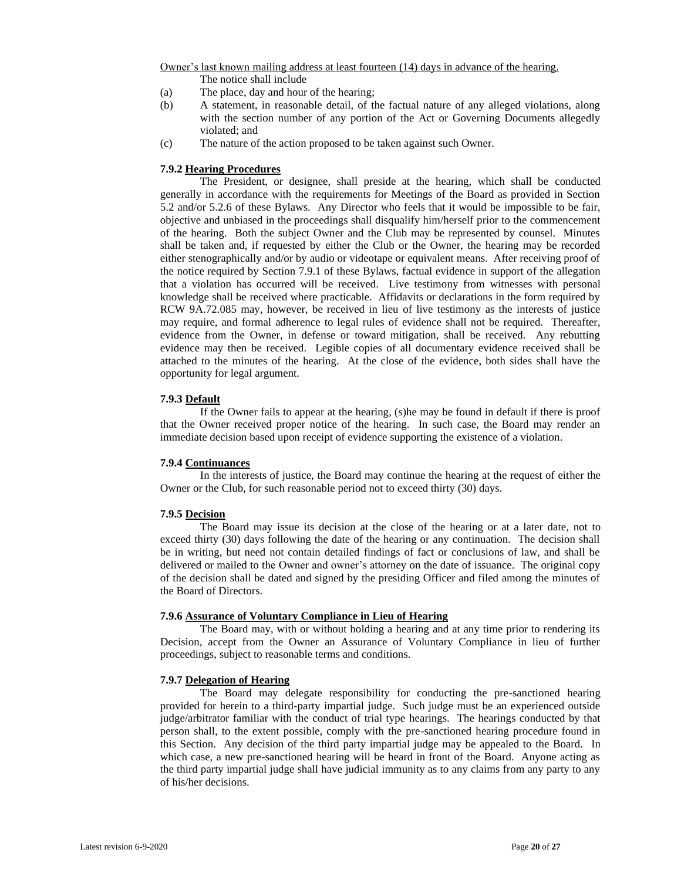Owner's last known mailing address at least fourteen (14) days in advance of the hearing.

The notice shall include

(a) The place, day and hour of the hearing;

(b) A statement, in reasonable detail, of the factual nature of any alleged violations, along with the section number of any portion of the Act or Governing Documents allegedly violated; and

(c) The nature of the action proposed to be taken against such Owner.

**7.9.2 Hearing Procedures**

The President, or designee, shall preside at the hearing, which shall be conducted generally in accordance with the requirements for Meetings of the Board as provided in Section 5.2 and/or 5.2.6 of these Bylaws. Any Director who feels that it would be impossible to be fair, objective and unbiased in the proceedings shall disqualify him/herself prior to the commencement of the hearing. Both the subject Owner and the Club may be represented by counsel. Minutes shall be taken and, if requested by either the Club or the Owner, the hearing may be recorded either stenographically and/or by audio or videotape or equivalent means. After receiving proof of the notice required by Section 7.9.1 of these Bylaws, factual evidence in support of the allegation that a violation has occurred will be received. Live testimony from witnesses with personal knowledge shall be received where practicable. Affidavits or declarations in the form required by RCW 9A.72.085 may, however, be received in lieu of live testimony as the interests of justice may require, and formal adherence to legal rules of evidence shall not be required. Thereafter, evidence from the Owner, in defense or toward mitigation, shall be received. Any rebutting evidence may then be received. Legible copies of all documentary evidence received shall be attached to the minutes of the hearing. At the close of the evidence, both sides shall have the opportunity for legal argument.

**7.9.3 Default**

If the Owner fails to appear at the hearing, (s)he may be found in default if there is proof that the Owner received proper notice of the hearing. In such case, the Board may render an immediate decision based upon receipt of evidence supporting the existence of a violation.

**7.9.4 Continuances**

In the interests of justice, the Board may continue the hearing at the request of either the Owner or the Club, for such reasonable period not to exceed thirty (30) days.

**7.9.5 Decision**

The Board may issue its decision at the close of the hearing or at a later date, not to exceed thirty (30) days following the date of the hearing or any continuation. The decision shall be in writing, but need not contain detailed findings of fact or conclusions of law, and shall be delivered or mailed to the Owner and owner's attorney on the date of issuance. The original copy of the decision shall be dated and signed by the presiding Officer and filed among the minutes of the Board of Directors.

**7.9.6 Assurance of Voluntary Compliance in Lieu of Hearing**

The Board may, with or without holding a hearing and at any time prior to rendering its Decision, accept from the Owner an Assurance of Voluntary Compliance in lieu of further proceedings, subject to reasonable terms and conditions.

**7.9.7 Delegation of Hearing**

The Board may delegate responsibility for conducting the pre-sanctioned hearing provided for herein to a third-party impartial judge. Such judge must be an experienced outside judge/arbitrator familiar with the conduct of trial type hearings. The hearings conducted by that person shall, to the extent possible, comply with the pre-sanctioned hearing procedure found in this Section. Any decision of the third party impartial judge may be appealed to the Board. In which case, a new pre-sanctioned hearing will be heard in front of the Board. Anyone acting as the third party impartial judge shall have judicial immunity as to any claims from any party to any of his/her decisions.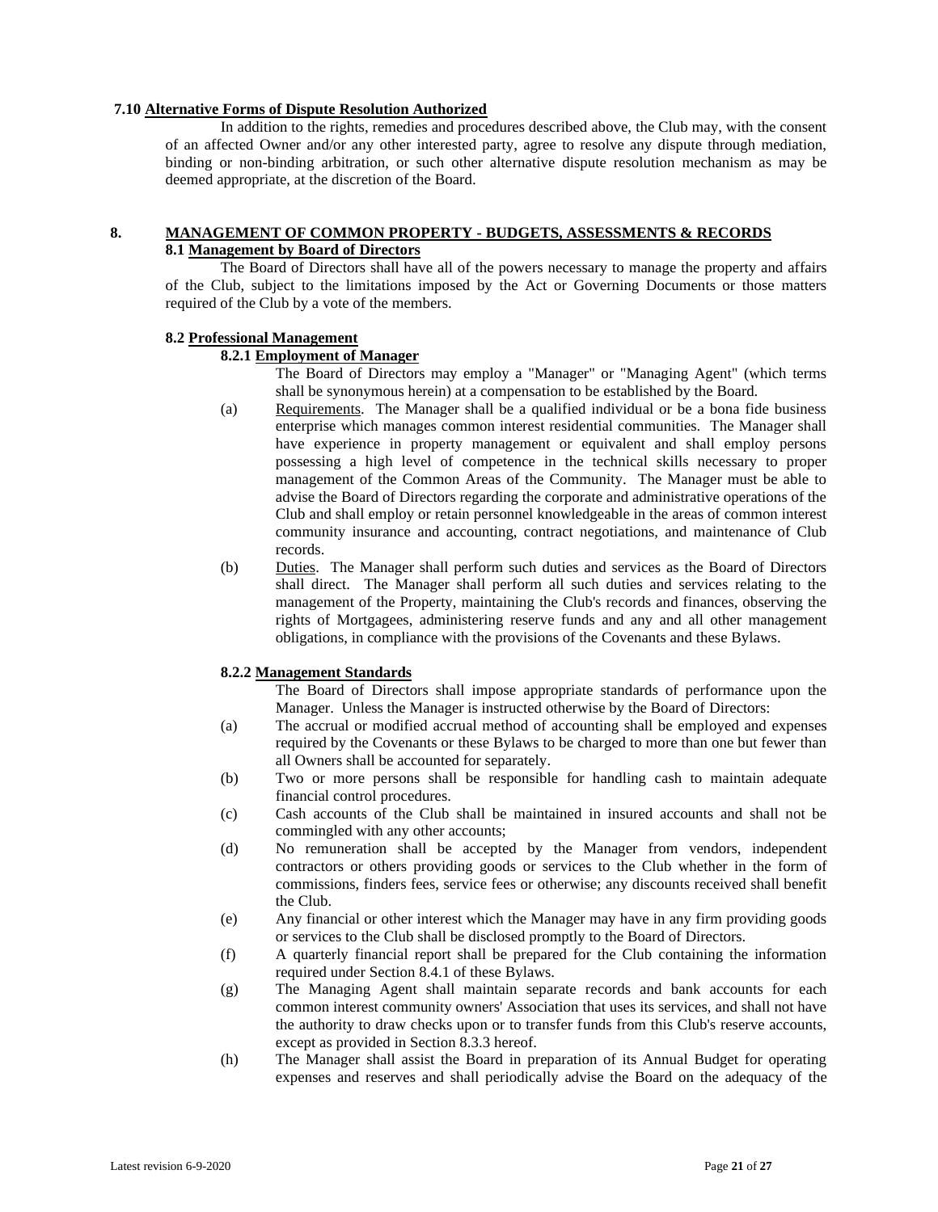**7.10 Alternative Forms of Dispute Resolution Authorized**

In addition to the rights, remedies and procedures described above, the Club may, with the consent of an affected Owner and/or any other interested party, agree to resolve any dispute through mediation, binding or non-binding arbitration, or such other alternative dispute resolution mechanism as may be deemed appropriate, at the discretion of the Board.

## 8. MANAGEMENT OF COMMON PROPERTY - BUDGETS, ASSESSMENTS & RECORDS

**8.1 Management by Board of Directors**

The Board of Directors shall have all of the powers necessary to manage the property and affairs of the Club, subject to the limitations imposed by the Act or Governing Documents or those matters required of the Club by a vote of the members.

**8.2 Professional Management**

**8.2.1 Employment of Manager**

The Board of Directors may employ a "Manager" or "Managing Agent" (which terms shall be synonymous herein) at a compensation to be established by the Board.

(a) Requirements. The Manager shall be a qualified individual or be a bona fide business enterprise which manages common interest residential communities. The Manager shall have experience in property management or equivalent and shall employ persons possessing a high level of competence in the technical skills necessary to proper management of the Common Areas of the Community. The Manager must be able to advise the Board of Directors regarding the corporate and administrative operations of the Club and shall employ or retain personnel knowledgeable in the areas of common interest community insurance and accounting, contract negotiations, and maintenance of Club records.

(b) Duties. The Manager shall perform such duties and services as the Board of Directors shall direct. The Manager shall perform all such duties and services relating to the management of the Property, maintaining the Club's records and finances, observing the rights of Mortgagees, administering reserve funds and any and all other management obligations, in compliance with the provisions of the Covenants and these Bylaws.

**8.2.2 Management Standards**

The Board of Directors shall impose appropriate standards of performance upon the Manager. Unless the Manager is instructed otherwise by the Board of Directors:

(a) The accrual or modified accrual method of accounting shall be employed and expenses required by the Covenants or these Bylaws to be charged to more than one but fewer than all Owners shall be accounted for separately.

(b) Two or more persons shall be responsible for handling cash to maintain adequate financial control procedures.

(c) Cash accounts of the Club shall be maintained in insured accounts and shall not be commingled with any other accounts;

(d) No remuneration shall be accepted by the Manager from vendors, independent contractors or others providing goods or services to the Club whether in the form of commissions, finders fees, service fees or otherwise; any discounts received shall benefit the Club.

(e) Any financial or other interest which the Manager may have in any firm providing goods or services to the Club shall be disclosed promptly to the Board of Directors.

(f) A quarterly financial report shall be prepared for the Club containing the information required under Section 8.4.1 of these Bylaws.

(g) The Managing Agent shall maintain separate records and bank accounts for each common interest community owners' Association that uses its services, and shall not have the authority to draw checks upon or to transfer funds from this Club's reserve accounts, except as provided in Section 8.3.3 hereof.

(h) The Manager shall assist the Board in preparation of its Annual Budget for operating expenses and reserves and shall periodically advise the Board on the adequacy of the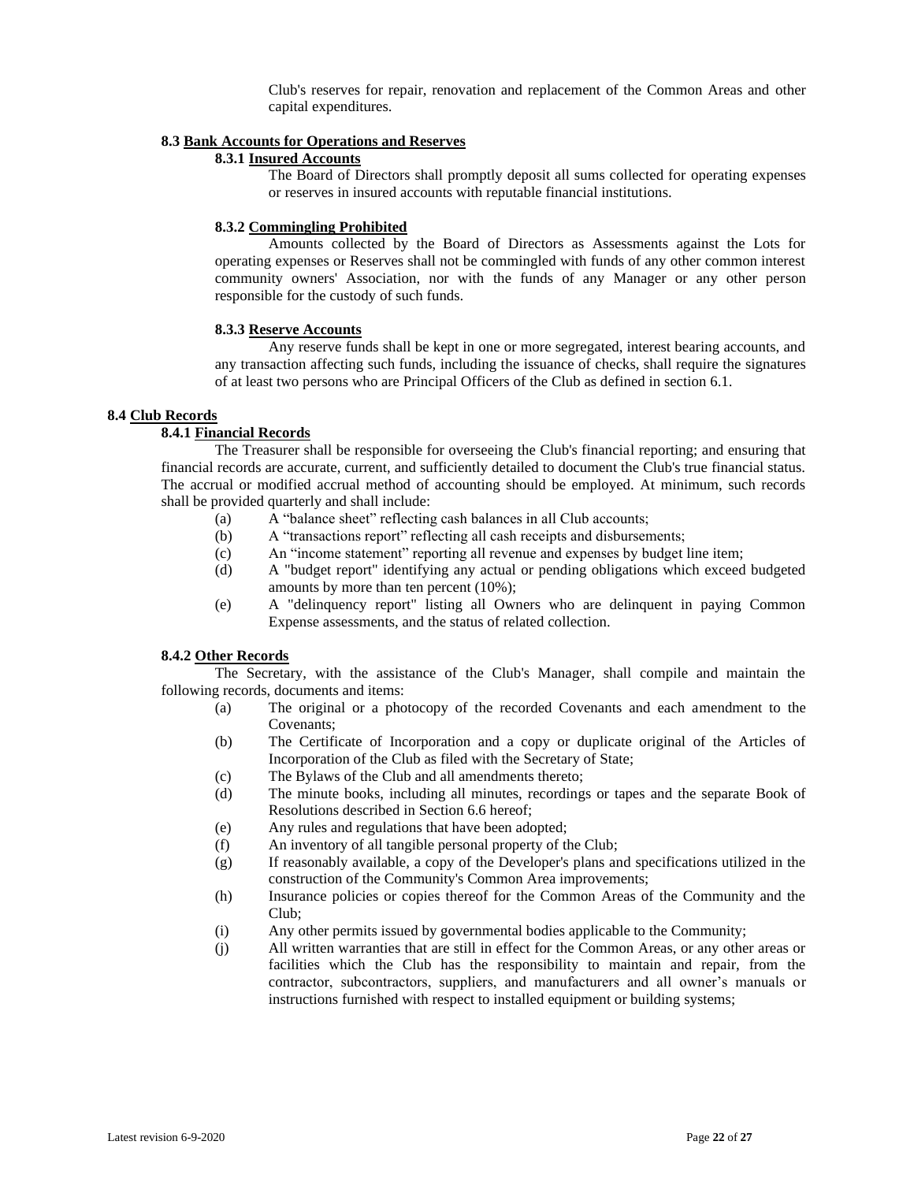Club's reserves for repair, renovation and replacement of the Common Areas and other capital expenditures.

### 8.3 <u>Bank Accounts for Operations and Reserves</u>

#### 8.3.1 <u>Insured Accounts</u>

The Board of Directors shall promptly deposit all sums collected for operating expenses or reserves in insured accounts with reputable financial institutions.

#### 8.3.2 <u>Commingling Prohibited</u>

Amounts collected by the Board of Directors as Assessments against the Lots for operating expenses or Reserves shall not be commingled with funds of any other common interest community owners' Association, nor with the funds of any Manager or any other person responsible for the custody of such funds.

#### 8.3.3 <u>Reserve Accounts</u>

Any reserve funds shall be kept in one or more segregated, interest bearing accounts, and any transaction affecting such funds, including the issuance of checks, shall require the signatures of at least two persons who are Principal Officers of the Club as defined in section 6.1.

### 8.4 <u>Club Records</u>

#### 8.4.1 <u>Financial Records</u>

The Treasurer shall be responsible for overseeing the Club's financial reporting; and ensuring that financial records are accurate, current, and sufficiently detailed to document the Club's true financial status. The accrual or modified accrual method of accounting should be employed. At minimum, such records shall be provided quarterly and shall include:

- (a) A "balance sheet" reflecting cash balances in all Club accounts;
- (b) A "transactions report" reflecting all cash receipts and disbursements;
- (c) An "income statement" reporting all revenue and expenses by budget line item;
- (d) A "budget report" identifying any actual or pending obligations which exceed budgeted amounts by more than ten percent (10%);
- (e) A "delinquency report" listing all Owners who are delinquent in paying Common Expense assessments, and the status of related collection.

#### 8.4.2 <u>Other Records</u>

The Secretary, with the assistance of the Club's Manager, shall compile and maintain the following records, documents and items:

- (a) The original or a photocopy of the recorded Covenants and each amendment to the Covenants;
- (b) The Certificate of Incorporation and a copy or duplicate original of the Articles of Incorporation of the Club as filed with the Secretary of State;
- (c) The Bylaws of the Club and all amendments thereto;
- (d) The minute books, including all minutes, recordings or tapes and the separate Book of Resolutions described in Section 6.6 hereof;
- (e) Any rules and regulations that have been adopted;
- (f) An inventory of all tangible personal property of the Club;
- (g) If reasonably available, a copy of the Developer's plans and specifications utilized in the construction of the Community's Common Area improvements;
- (h) Insurance policies or copies thereof for the Common Areas of the Community and the Club;
- (i) Any other permits issued by governmental bodies applicable to the Community;
- (j) All written warranties that are still in effect for the Common Areas, or any other areas or facilities which the Club has the responsibility to maintain and repair, from the contractor, subcontractors, suppliers, and manufacturers and all owner's manuals or instructions furnished with respect to installed equipment or building systems;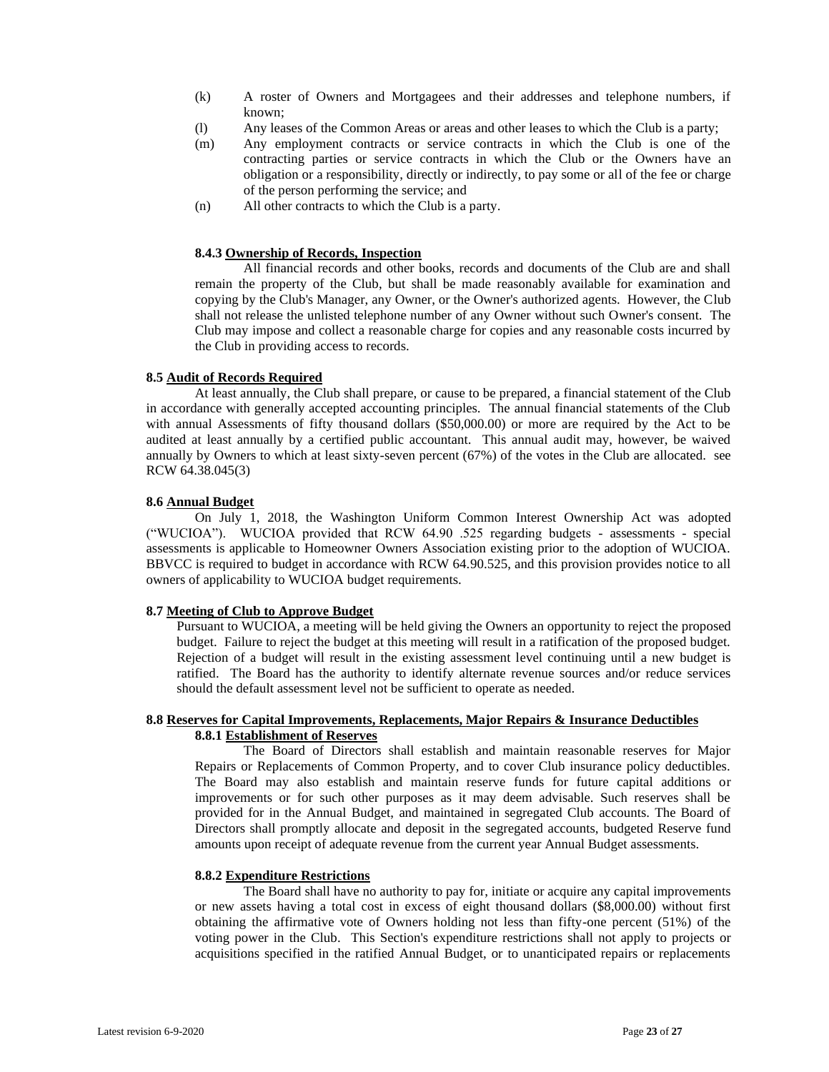(k) A roster of Owners and Mortgagees and their addresses and telephone numbers, if known;

(l) Any leases of the Common Areas or areas and other leases to which the Club is a party;

(m) Any employment contracts or service contracts in which the Club is one of the contracting parties or service contracts in which the Club or the Owners have an obligation or a responsibility, directly or indirectly, to pay some or all of the fee or charge of the person performing the service; and

(n) All other contracts to which the Club is a party.

**8.4.3 Ownership of Records, Inspection**

All financial records and other books, records and documents of the Club are and shall remain the property of the Club, but shall be made reasonably available for examination and copying by the Club's Manager, any Owner, or the Owner's authorized agents. However, the Club shall not release the unlisted telephone number of any Owner without such Owner's consent. The Club may impose and collect a reasonable charge for copies and any reasonable costs incurred by the Club in providing access to records.

**8.5 Audit of Records Required**

At least annually, the Club shall prepare, or cause to be prepared, a financial statement of the Club in accordance with generally accepted accounting principles. The annual financial statements of the Club with annual Assessments of fifty thousand dollars ($50,000.00) or more are required by the Act to be audited at least annually by a certified public accountant. This annual audit may, however, be waived annually by Owners to which at least sixty-seven percent (67%) of the votes in the Club are allocated. see RCW 64.38.045(3)

**8.6 Annual Budget**

On July 1, 2018, the Washington Uniform Common Interest Ownership Act was adopted ("WUCIOA"). WUCIOA provided that RCW 64.90 .525 regarding budgets - assessments - special assessments is applicable to Homeowner Owners Association existing prior to the adoption of WUCIOA. BBVCC is required to budget in accordance with RCW 64.90.525, and this provision provides notice to all owners of applicability to WUCIOA budget requirements.

**8.7 Meeting of Club to Approve Budget**

Pursuant to WUCIOA, a meeting will be held giving the Owners an opportunity to reject the proposed budget. Failure to reject the budget at this meeting will result in a ratification of the proposed budget. Rejection of a budget will result in the existing assessment level continuing until a new budget is ratified. The Board has the authority to identify alternate revenue sources and/or reduce services should the default assessment level not be sufficient to operate as needed.

**8.8 Reserves for Capital Improvements, Replacements, Major Repairs & Insurance Deductibles**

**8.8.1 Establishment of Reserves**

The Board of Directors shall establish and maintain reasonable reserves for Major Repairs or Replacements of Common Property, and to cover Club insurance policy deductibles. The Board may also establish and maintain reserve funds for future capital additions or improvements or for such other purposes as it may deem advisable. Such reserves shall be provided for in the Annual Budget, and maintained in segregated Club accounts. The Board of Directors shall promptly allocate and deposit in the segregated accounts, budgeted Reserve fund amounts upon receipt of adequate revenue from the current year Annual Budget assessments.

**8.8.2 Expenditure Restrictions**

The Board shall have no authority to pay for, initiate or acquire any capital improvements or new assets having a total cost in excess of eight thousand dollars ($8,000.00) without first obtaining the affirmative vote of Owners holding not less than fifty-one percent (51%) of the voting power in the Club. This Section's expenditure restrictions shall not apply to projects or acquisitions specified in the ratified Annual Budget, or to unanticipated repairs or replacements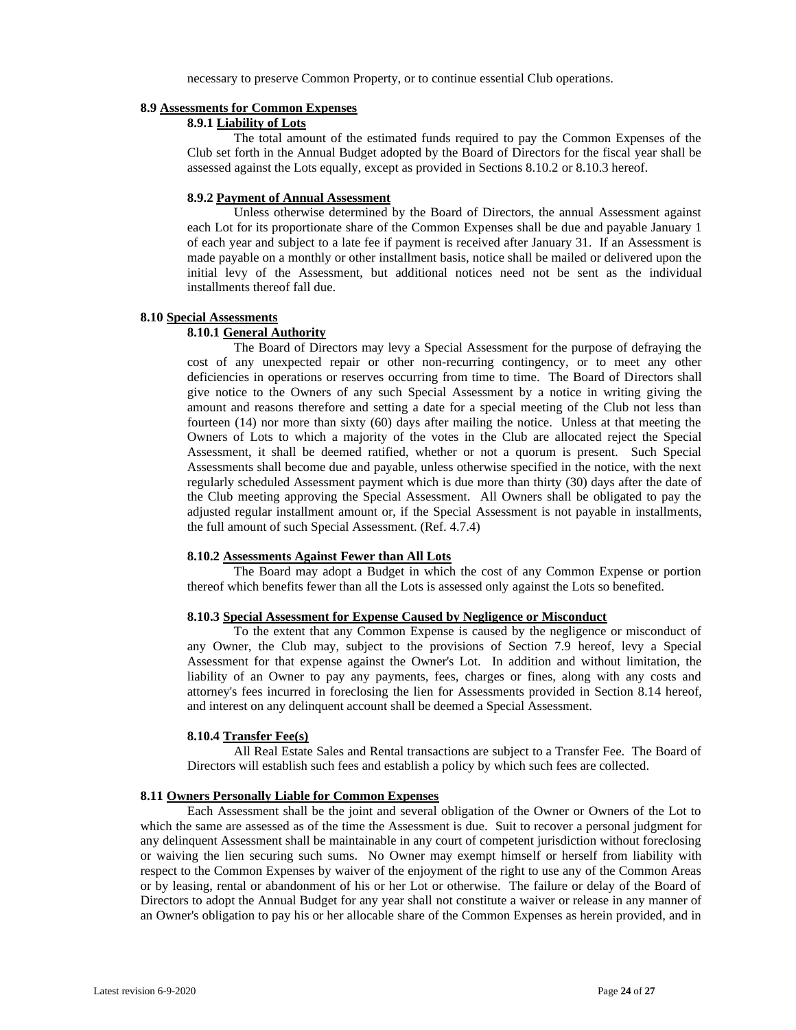necessary to preserve Common Property, or to continue essential Club operations.

### 8.9 Assessments for Common Expenses

#### 8.9.1 Liability of Lots

The total amount of the estimated funds required to pay the Common Expenses of the Club set forth in the Annual Budget adopted by the Board of Directors for the fiscal year shall be assessed against the Lots equally, except as provided in Sections 8.10.2 or 8.10.3 hereof.

#### 8.9.2 Payment of Annual Assessment

Unless otherwise determined by the Board of Directors, the annual Assessment against each Lot for its proportionate share of the Common Expenses shall be due and payable January 1 of each year and subject to a late fee if payment is received after January 31. If an Assessment is made payable on a monthly or other installment basis, notice shall be mailed or delivered upon the initial levy of the Assessment, but additional notices need not be sent as the individual installments thereof fall due.

### 8.10 Special Assessments

#### 8.10.1 General Authority

The Board of Directors may levy a Special Assessment for the purpose of defraying the cost of any unexpected repair or other non-recurring contingency, or to meet any other deficiencies in operations or reserves occurring from time to time. The Board of Directors shall give notice to the Owners of any such Special Assessment by a notice in writing giving the amount and reasons therefore and setting a date for a special meeting of the Club not less than fourteen (14) nor more than sixty (60) days after mailing the notice. Unless at that meeting the Owners of Lots to which a majority of the votes in the Club are allocated reject the Special Assessment, it shall be deemed ratified, whether or not a quorum is present. Such Special Assessments shall become due and payable, unless otherwise specified in the notice, with the next regularly scheduled Assessment payment which is due more than thirty (30) days after the date of the Club meeting approving the Special Assessment. All Owners shall be obligated to pay the adjusted regular installment amount or, if the Special Assessment is not payable in installments, the full amount of such Special Assessment. (Ref. 4.7.4)

#### 8.10.2 Assessments Against Fewer than All Lots

The Board may adopt a Budget in which the cost of any Common Expense or portion thereof which benefits fewer than all the Lots is assessed only against the Lots so benefited.

#### 8.10.3 Special Assessment for Expense Caused by Negligence or Misconduct

To the extent that any Common Expense is caused by the negligence or misconduct of any Owner, the Club may, subject to the provisions of Section 7.9 hereof, levy a Special Assessment for that expense against the Owner's Lot. In addition and without limitation, the liability of an Owner to pay any payments, fees, charges or fines, along with any costs and attorney's fees incurred in foreclosing the lien for Assessments provided in Section 8.14 hereof, and interest on any delinquent account shall be deemed a Special Assessment.

#### 8.10.4 Transfer Fee(s)

All Real Estate Sales and Rental transactions are subject to a Transfer Fee. The Board of Directors will establish such fees and establish a policy by which such fees are collected.

### 8.11 Owners Personally Liable for Common Expenses

Each Assessment shall be the joint and several obligation of the Owner or Owners of the Lot to which the same are assessed as of the time the Assessment is due. Suit to recover a personal judgment for any delinquent Assessment shall be maintainable in any court of competent jurisdiction without foreclosing or waiving the lien securing such sums. No Owner may exempt himself or herself from liability with respect to the Common Expenses by waiver of the enjoyment of the right to use any of the Common Areas or by leasing, rental or abandonment of his or her Lot or otherwise. The failure or delay of the Board of Directors to adopt the Annual Budget for any year shall not constitute a waiver or release in any manner of an Owner's obligation to pay his or her allocable share of the Common Expenses as herein provided, and in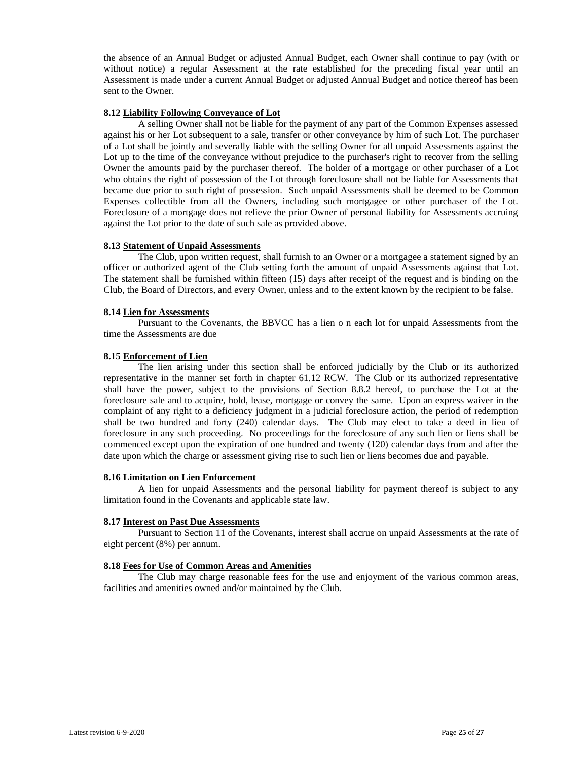the absence of an Annual Budget or adjusted Annual Budget, each Owner shall continue to pay (with or without notice) a regular Assessment at the rate established for the preceding fiscal year until an Assessment is made under a current Annual Budget or adjusted Annual Budget and notice thereof has been sent to the Owner.

**8.12 <u>Liability Following Conveyance of Lot</u>**

A selling Owner shall not be liable for the payment of any part of the Common Expenses assessed against his or her Lot subsequent to a sale, transfer or other conveyance by him of such Lot. The purchaser of a Lot shall be jointly and severally liable with the selling Owner for all unpaid Assessments against the Lot up to the time of the conveyance without prejudice to the purchaser's right to recover from the selling Owner the amounts paid by the purchaser thereof. The holder of a mortgage or other purchaser of a Lot who obtains the right of possession of the Lot through foreclosure shall not be liable for Assessments that became due prior to such right of possession. Such unpaid Assessments shall be deemed to be Common Expenses collectible from all the Owners, including such mortgagee or other purchaser of the Lot. Foreclosure of a mortgage does not relieve the prior Owner of personal liability for Assessments accruing against the Lot prior to the date of such sale as provided above.

**8.13 <u>Statement of Unpaid Assessments</u>**

The Club, upon written request, shall furnish to an Owner or a mortgagee a statement signed by an officer or authorized agent of the Club setting forth the amount of unpaid Assessments against that Lot. The statement shall be furnished within fifteen (15) days after receipt of the request and is binding on the Club, the Board of Directors, and every Owner, unless and to the extent known by the recipient to be false.

**8.14 <u>Lien for Assessments</u>**

Pursuant to the Covenants, the BBVCC has a lien o n each lot for unpaid Assessments from the time the Assessments are due

**8.15 <u>Enforcement of Lien</u>**

The lien arising under this section shall be enforced judicially by the Club or its authorized representative in the manner set forth in chapter 61.12 RCW. The Club or its authorized representative shall have the power, subject to the provisions of Section 8.8.2 hereof, to purchase the Lot at the foreclosure sale and to acquire, hold, lease, mortgage or convey the same. Upon an express waiver in the complaint of any right to a deficiency judgment in a judicial foreclosure action, the period of redemption shall be two hundred and forty (240) calendar days. The Club may elect to take a deed in lieu of foreclosure in any such proceeding. No proceedings for the foreclosure of any such lien or liens shall be commenced except upon the expiration of one hundred and twenty (120) calendar days from and after the date upon which the charge or assessment giving rise to such lien or liens becomes due and payable.

**8.16 <u>Limitation on Lien Enforcement</u>**

A lien for unpaid Assessments and the personal liability for payment thereof is subject to any limitation found in the Covenants and applicable state law.

**8.17 <u>Interest on Past Due Assessments</u>**

Pursuant to Section 11 of the Covenants, interest shall accrue on unpaid Assessments at the rate of eight percent (8%) per annum.

**8.18 <u>Fees for Use of Common Areas and Amenities</u>**

The Club may charge reasonable fees for the use and enjoyment of the various common areas, facilities and amenities owned and/or maintained by the Club.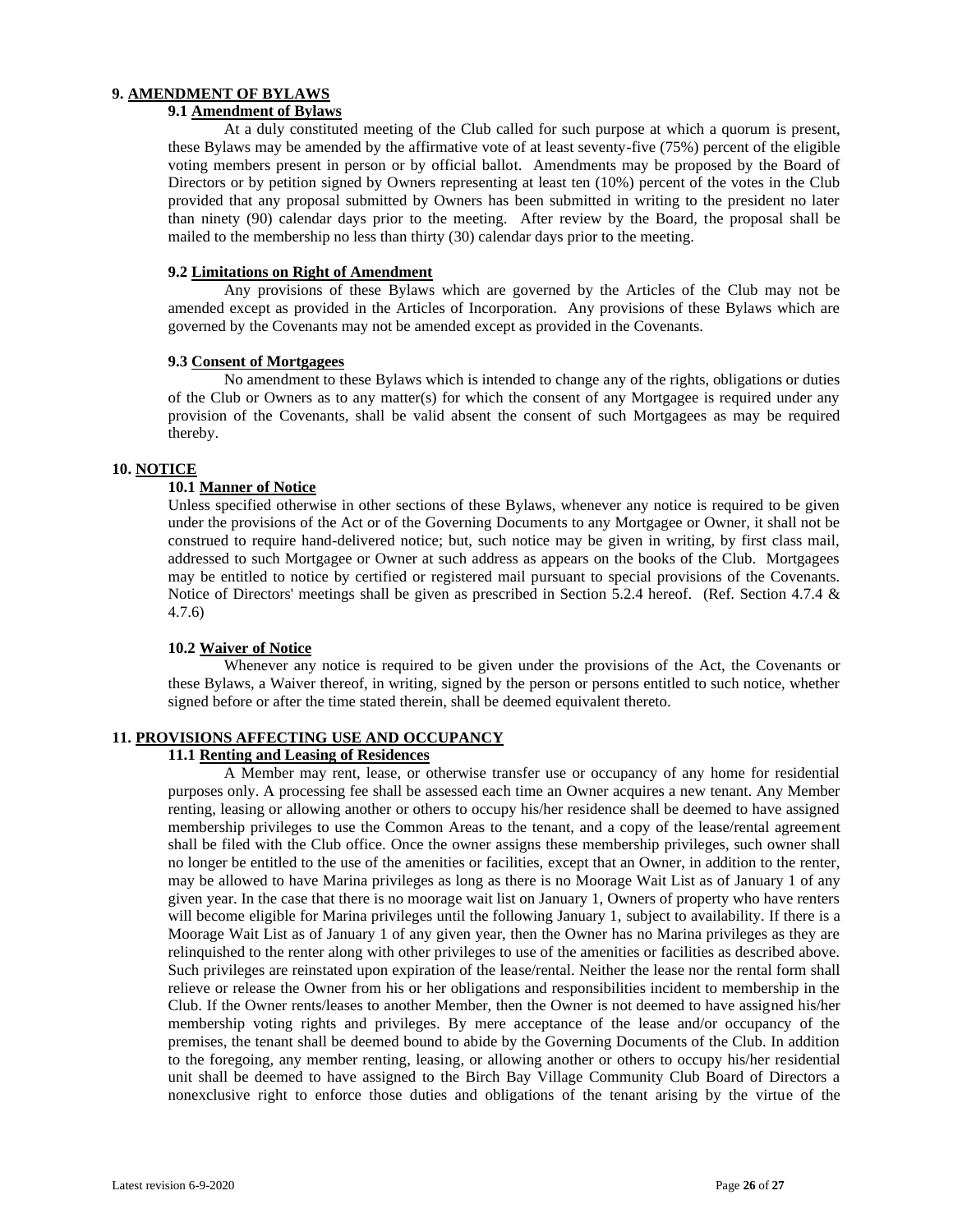## 9. AMENDMENT OF BYLAWS

### 9.1 Amendment of Bylaws

At a duly constituted meeting of the Club called for such purpose at which a quorum is present, these Bylaws may be amended by the affirmative vote of at least seventy-five (75%) percent of the eligible voting members present in person or by official ballot. Amendments may be proposed by the Board of Directors or by petition signed by Owners representing at least ten (10%) percent of the votes in the Club provided that any proposal submitted by Owners has been submitted in writing to the president no later than ninety (90) calendar days prior to the meeting. After review by the Board, the proposal shall be mailed to the membership no less than thirty (30) calendar days prior to the meeting.

### 9.2 Limitations on Right of Amendment

Any provisions of these Bylaws which are governed by the Articles of the Club may not be amended except as provided in the Articles of Incorporation. Any provisions of these Bylaws which are governed by the Covenants may not be amended except as provided in the Covenants.

### 9.3 Consent of Mortgagees

No amendment to these Bylaws which is intended to change any of the rights, obligations or duties of the Club or Owners as to any matter(s) for which the consent of any Mortgagee is required under any provision of the Covenants, shall be valid absent the consent of such Mortgagees as may be required thereby.

## 10. NOTICE

### 10.1 Manner of Notice

Unless specified otherwise in other sections of these Bylaws, whenever any notice is required to be given under the provisions of the Act or of the Governing Documents to any Mortgagee or Owner, it shall not be construed to require hand-delivered notice; but, such notice may be given in writing, by first class mail, addressed to such Mortgagee or Owner at such address as appears on the books of the Club. Mortgagees may be entitled to notice by certified or registered mail pursuant to special provisions of the Covenants. Notice of Directors' meetings shall be given as prescribed in Section 5.2.4 hereof. (Ref. Section 4.7.4 & 4.7.6)

### 10.2 Waiver of Notice

Whenever any notice is required to be given under the provisions of the Act, the Covenants or these Bylaws, a Waiver thereof, in writing, signed by the person or persons entitled to such notice, whether signed before or after the time stated therein, shall be deemed equivalent thereto.

## 11. PROVISIONS AFFECTING USE AND OCCUPANCY

### 11.1 Renting and Leasing of Residences

A Member may rent, lease, or otherwise transfer use or occupancy of any home for residential purposes only. A processing fee shall be assessed each time an Owner acquires a new tenant. Any Member renting, leasing or allowing another or others to occupy his/her residence shall be deemed to have assigned membership privileges to use the Common Areas to the tenant, and a copy of the lease/rental agreement shall be filed with the Club office. Once the owner assigns these membership privileges, such owner shall no longer be entitled to the use of the amenities or facilities, except that an Owner, in addition to the renter, may be allowed to have Marina privileges as long as there is no Moorage Wait List as of January 1 of any given year. In the case that there is no moorage wait list on January 1, Owners of property who have renters will become eligible for Marina privileges until the following January 1, subject to availability. If there is a Moorage Wait List as of January 1 of any given year, then the Owner has no Marina privileges as they are relinquished to the renter along with other privileges to use of the amenities or facilities as described above. Such privileges are reinstated upon expiration of the lease/rental. Neither the lease nor the rental form shall relieve or release the Owner from his or her obligations and responsibilities incident to membership in the Club. If the Owner rents/leases to another Member, then the Owner is not deemed to have assigned his/her membership voting rights and privileges. By mere acceptance of the lease and/or occupancy of the premises, the tenant shall be deemed bound to abide by the Governing Documents of the Club. In addition to the foregoing, any member renting, leasing, or allowing another or others to occupy his/her residential unit shall be deemed to have assigned to the Birch Bay Village Community Club Board of Directors a nonexclusive right to enforce those duties and obligations of the tenant arising by the virtue of the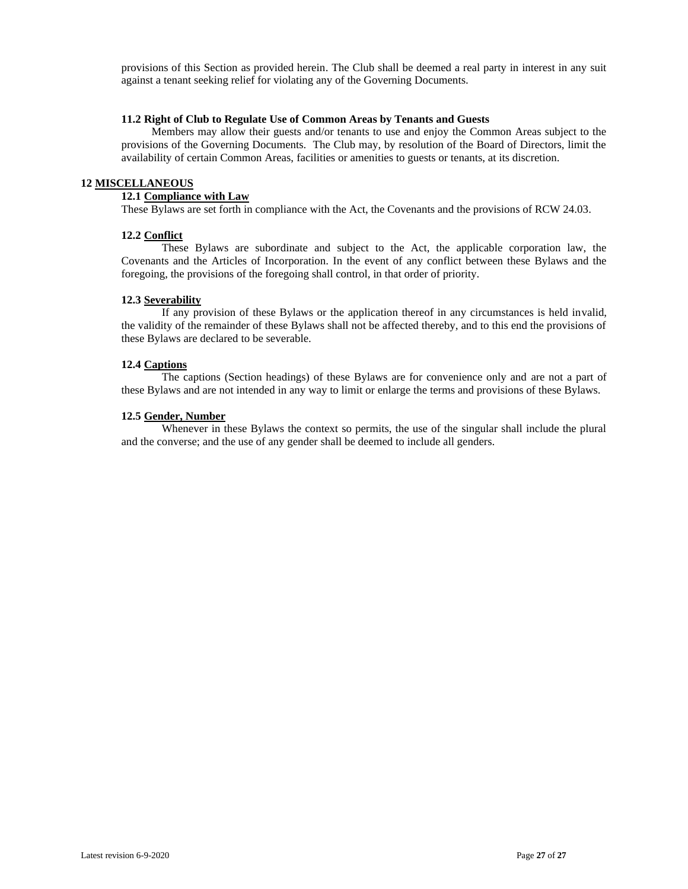provisions of this Section as provided herein. The Club shall be deemed a real party in interest in any suit against a tenant seeking relief for violating any of the Governing Documents.

### 11.2 Right of Club to Regulate Use of Common Areas by Tenants and Guests

Members may allow their guests and/or tenants to use and enjoy the Common Areas subject to the provisions of the Governing Documents. The Club may, by resolution of the Board of Directors, limit the availability of certain Common Areas, facilities or amenities to guests or tenants, at its discretion.

## 12 MISCELLANEOUS

### 12.1 Compliance with Law

These Bylaws are set forth in compliance with the Act, the Covenants and the provisions of RCW 24.03.

### 12.2 Conflict

These Bylaws are subordinate and subject to the Act, the applicable corporation law, the Covenants and the Articles of Incorporation. In the event of any conflict between these Bylaws and the foregoing, the provisions of the foregoing shall control, in that order of priority.

### 12.3 Severability

If any provision of these Bylaws or the application thereof in any circumstances is held invalid, the validity of the remainder of these Bylaws shall not be affected thereby, and to this end the provisions of these Bylaws are declared to be severable.

### 12.4 Captions

The captions (Section headings) of these Bylaws are for convenience only and are not a part of these Bylaws and are not intended in any way to limit or enlarge the terms and provisions of these Bylaws.

### 12.5 Gender, Number

Whenever in these Bylaws the context so permits, the use of the singular shall include the plural and the converse; and the use of any gender shall be deemed to include all genders.